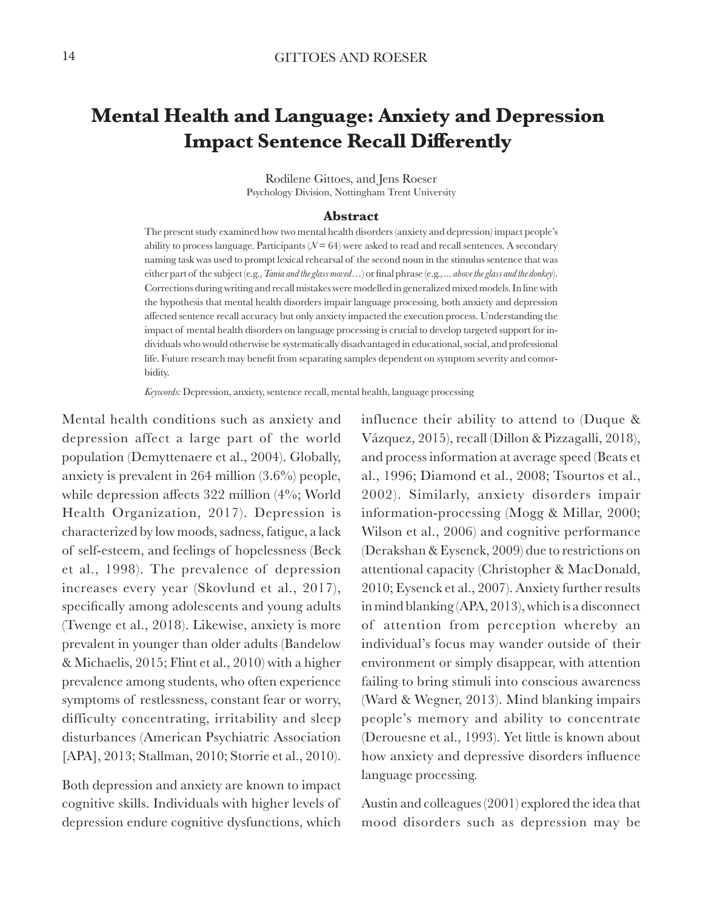# Mental Health and Language: Anxiety and Depression Impact Sentence Recall Differently

Rodilene Gittoes, and Jens Roeser
Psychology Division, Nottingham Trent University

### Abstract

The present study examined how two mental health disorders (anxiety and depression) impact people's ability to process language. Participants ($N = 64$) were asked to read and recall sentences. A secondary naming task was used to prompt lexical rehearsal of the second noun in the stimulus sentence that was either part of the subject (e.g., *Tania and the glass moved…*) or final phrase (e.g., *… above the glass and the donkey*). Corrections during writing and recall mistakes were modelled in generalized mixed models. In line with the hypothesis that mental health disorders impair language processing, both anxiety and depression affected sentence recall accuracy but only anxiety impacted the execution process. Understanding the impact of mental health disorders on language processing is crucial to develop targeted support for individuals who would otherwise be systematically disadvantaged in educational, social, and professional life. Future research may benefit from separating samples dependent on symptom severity and comorbidity.

*Keywords:* Depression, anxiety, sentence recall, mental health, language processing

Mental health conditions such as anxiety and depression affect a large part of the world population (Demyttenaere et al., 2004). Globally, anxiety is prevalent in 264 million (3.6%) people, while depression affects 322 million (4%; World Health Organization, 2017). Depression is characterized by low moods, sadness, fatigue, a lack of self-esteem, and feelings of hopelessness (Beck et al., 1998). The prevalence of depression increases every year (Skovlund et al., 2017), specifically among adolescents and young adults (Twenge et al., 2018). Likewise, anxiety is more prevalent in younger than older adults (Bandelow & Michaelis, 2015; Flint et al., 2010) with a higher prevalence among students, who often experience symptoms of restlessness, constant fear or worry, difficulty concentrating, irritability and sleep disturbances (American Psychiatric Association [APA], 2013; Stallman, 2010; Storrie et al., 2010).

Both depression and anxiety are known to impact cognitive skills. Individuals with higher levels of depression endure cognitive dysfunctions, which influence their ability to attend to (Duque & Vázquez, 2015), recall (Dillon & Pizzagalli, 2018), and process information at average speed (Beats et al., 1996; Diamond et al., 2008; Tsourtos et al., 2002). Similarly, anxiety disorders impair information-processing (Mogg & Millar, 2000; Wilson et al., 2006) and cognitive performance (Derakshan & Eysenck, 2009) due to restrictions on attentional capacity (Christopher & MacDonald, 2010; Eysenck et al., 2007). Anxiety further results in mind blanking (APA, 2013), which is a disconnect of attention from perception whereby an individual's focus may wander outside of their environment or simply disappear, with attention failing to bring stimuli into conscious awareness (Ward & Wegner, 2013). Mind blanking impairs people's memory and ability to concentrate (Derouesne et al., 1993). Yet little is known about how anxiety and depressive disorders influence language processing.

Austin and colleagues (2001) explored the idea that mood disorders such as depression may be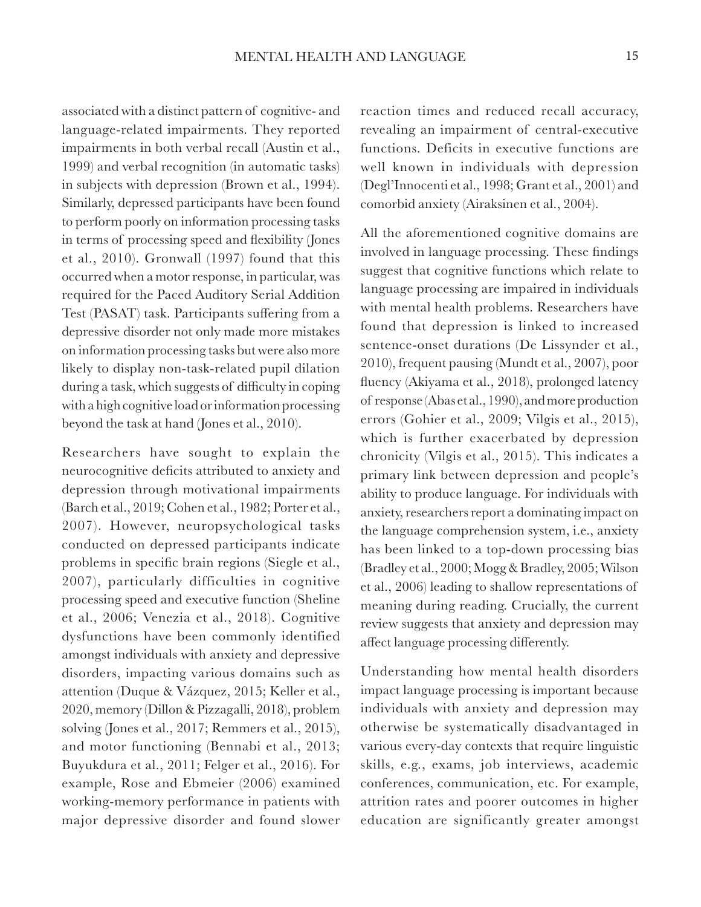associated with a distinct pattern of cognitive- and language-related impairments. They reported impairments in both verbal recall (Austin et al., 1999) and verbal recognition (in automatic tasks) in subjects with depression (Brown et al., 1994). Similarly, depressed participants have been found to perform poorly on information processing tasks in terms of processing speed and flexibility (Jones et al., 2010). Gronwall (1997) found that this occurred when a motor response, in particular, was required for the Paced Auditory Serial Addition Test (PASAT) task. Participants suffering from a depressive disorder not only made more mistakes on information processing tasks but were also more likely to display non-task-related pupil dilation during a task, which suggests of difficulty in coping with a high cognitive load or information processing beyond the task at hand (Jones et al., 2010).

Researchers have sought to explain the neurocognitive deficits attributed to anxiety and depression through motivational impairments (Barch et al., 2019; Cohen et al., 1982; Porter et al., 2007). However, neuropsychological tasks conducted on depressed participants indicate problems in specific brain regions (Siegle et al., 2007), particularly difficulties in cognitive processing speed and executive function (Sheline et al., 2006; Venezia et al., 2018). Cognitive dysfunctions have been commonly identified amongst individuals with anxiety and depressive disorders, impacting various domains such as attention (Duque & Vázquez, 2015; Keller et al., 2020, memory (Dillon & Pizzagalli, 2018), problem solving (Jones et al., 2017; Remmers et al., 2015), and motor functioning (Bennabi et al., 2013; Buyukdura et al., 2011; Felger et al., 2016). For example, Rose and Ebmeier (2006) examined working-memory performance in patients with major depressive disorder and found slower reaction times and reduced recall accuracy, revealing an impairment of central-executive functions. Deficits in executive functions are well known in individuals with depression (Degl'Innocenti et al., 1998; Grant et al., 2001) and comorbid anxiety (Airaksinen et al., 2004).

All the aforementioned cognitive domains are involved in language processing. These findings suggest that cognitive functions which relate to language processing are impaired in individuals with mental health problems. Researchers have found that depression is linked to increased sentence-onset durations (De Lissynder et al., 2010), frequent pausing (Mundt et al., 2007), poor fluency (Akiyama et al., 2018), prolonged latency of response (Abas et al., 1990), and more production errors (Gohier et al., 2009; Vilgis et al., 2015), which is further exacerbated by depression chronicity (Vilgis et al., 2015). This indicates a primary link between depression and people's ability to produce language. For individuals with anxiety, researchers report a dominating impact on the language comprehension system, i.e., anxiety has been linked to a top-down processing bias (Bradley et al., 2000; Mogg & Bradley, 2005; Wilson et al., 2006) leading to shallow representations of meaning during reading. Crucially, the current review suggests that anxiety and depression may affect language processing differently.

Understanding how mental health disorders impact language processing is important because individuals with anxiety and depression may otherwise be systematically disadvantaged in various every-day contexts that require linguistic skills, e.g., exams, job interviews, academic conferences, communication, etc. For example, attrition rates and poorer outcomes in higher education are significantly greater amongst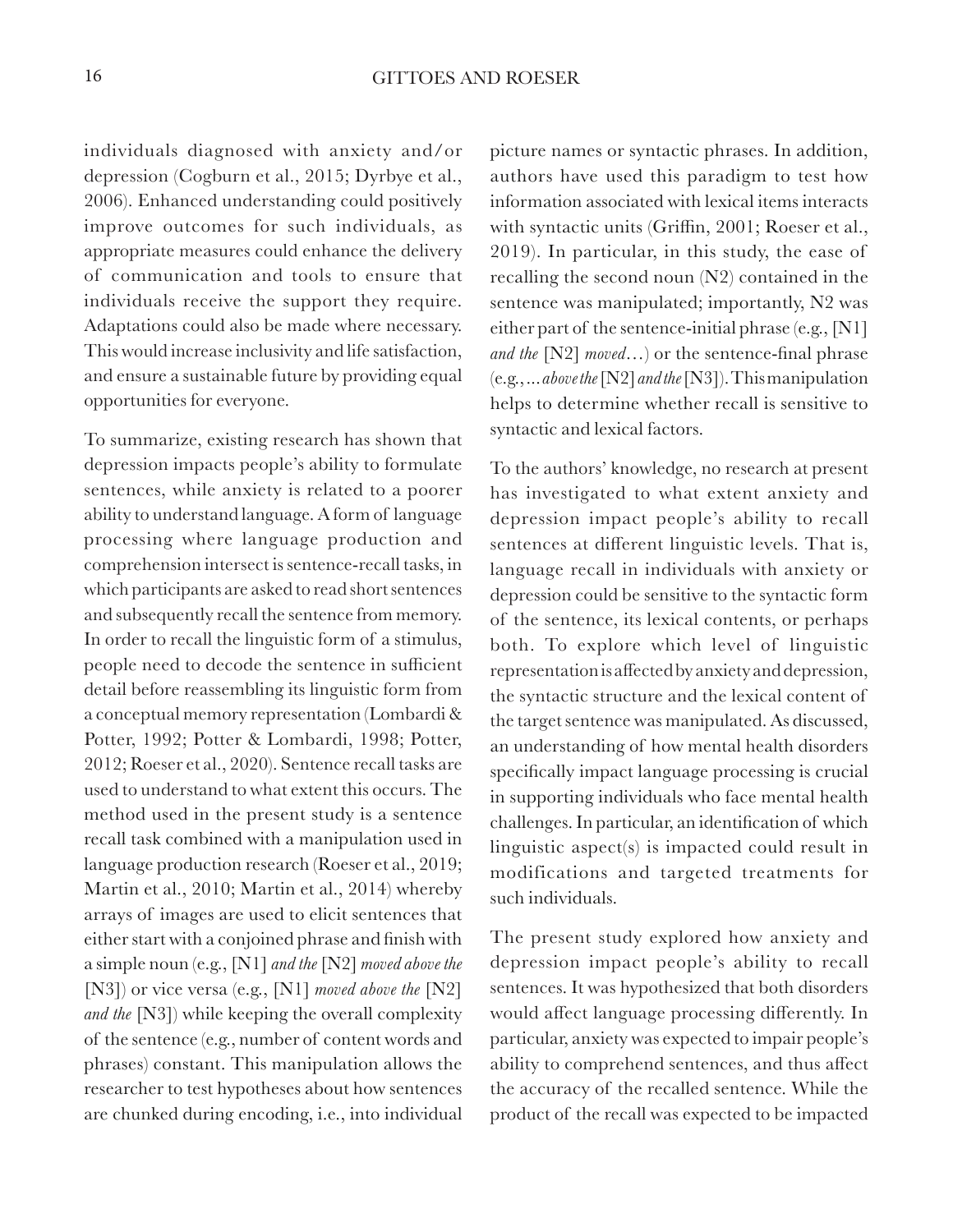individuals diagnosed with anxiety and/or depression (Cogburn et al., 2015; Dyrbye et al., 2006). Enhanced understanding could positively improve outcomes for such individuals, as appropriate measures could enhance the delivery of communication and tools to ensure that individuals receive the support they require. Adaptations could also be made where necessary. This would increase inclusivity and life satisfaction, and ensure a sustainable future by providing equal opportunities for everyone.

To summarize, existing research has shown that depression impacts people's ability to formulate sentences, while anxiety is related to a poorer ability to understand language. A form of language processing where language production and comprehension intersect is sentence-recall tasks, in which participants are asked to read short sentences and subsequently recall the sentence from memory. In order to recall the linguistic form of a stimulus, people need to decode the sentence in sufficient detail before reassembling its linguistic form from a conceptual memory representation (Lombardi & Potter, 1992; Potter & Lombardi, 1998; Potter, 2012; Roeser et al., 2020). Sentence recall tasks are used to understand to what extent this occurs. The method used in the present study is a sentence recall task combined with a manipulation used in language production research (Roeser et al., 2019; Martin et al., 2010; Martin et al., 2014) whereby arrays of images are used to elicit sentences that either start with a conjoined phrase and finish with a simple noun (e.g., [N1] *and the* [N2] *moved above the* [N3]) or vice versa (e.g., [N1] *moved above the* [N2] *and the* [N3]) while keeping the overall complexity of the sentence (e.g., number of content words and phrases) constant. This manipulation allows the researcher to test hypotheses about how sentences are chunked during encoding, i.e., into individual picture names or syntactic phrases. In addition, authors have used this paradigm to test how information associated with lexical items interacts with syntactic units (Griffin, 2001; Roeser et al., 2019). In particular, in this study, the ease of recalling the second noun (N2) contained in the sentence was manipulated; importantly, N2 was either part of the sentence-initial phrase (e.g., [N1] *and the* [N2] *moved*…) or the sentence-final phrase (e.g., *…above the* [N2] *and the* [N3]). This manipulation helps to determine whether recall is sensitive to syntactic and lexical factors.

To the authors' knowledge, no research at present has investigated to what extent anxiety and depression impact people's ability to recall sentences at different linguistic levels. That is, language recall in individuals with anxiety or depression could be sensitive to the syntactic form of the sentence, its lexical contents, or perhaps both. To explore which level of linguistic representation is affected by anxiety and depression, the syntactic structure and the lexical content of the target sentence was manipulated. As discussed, an understanding of how mental health disorders specifically impact language processing is crucial in supporting individuals who face mental health challenges. In particular, an identification of which linguistic aspect(s) is impacted could result in modifications and targeted treatments for such individuals.

The present study explored how anxiety and depression impact people's ability to recall sentences. It was hypothesized that both disorders would affect language processing differently. In particular, anxiety was expected to impair people's ability to comprehend sentences, and thus affect the accuracy of the recalled sentence. While the product of the recall was expected to be impacted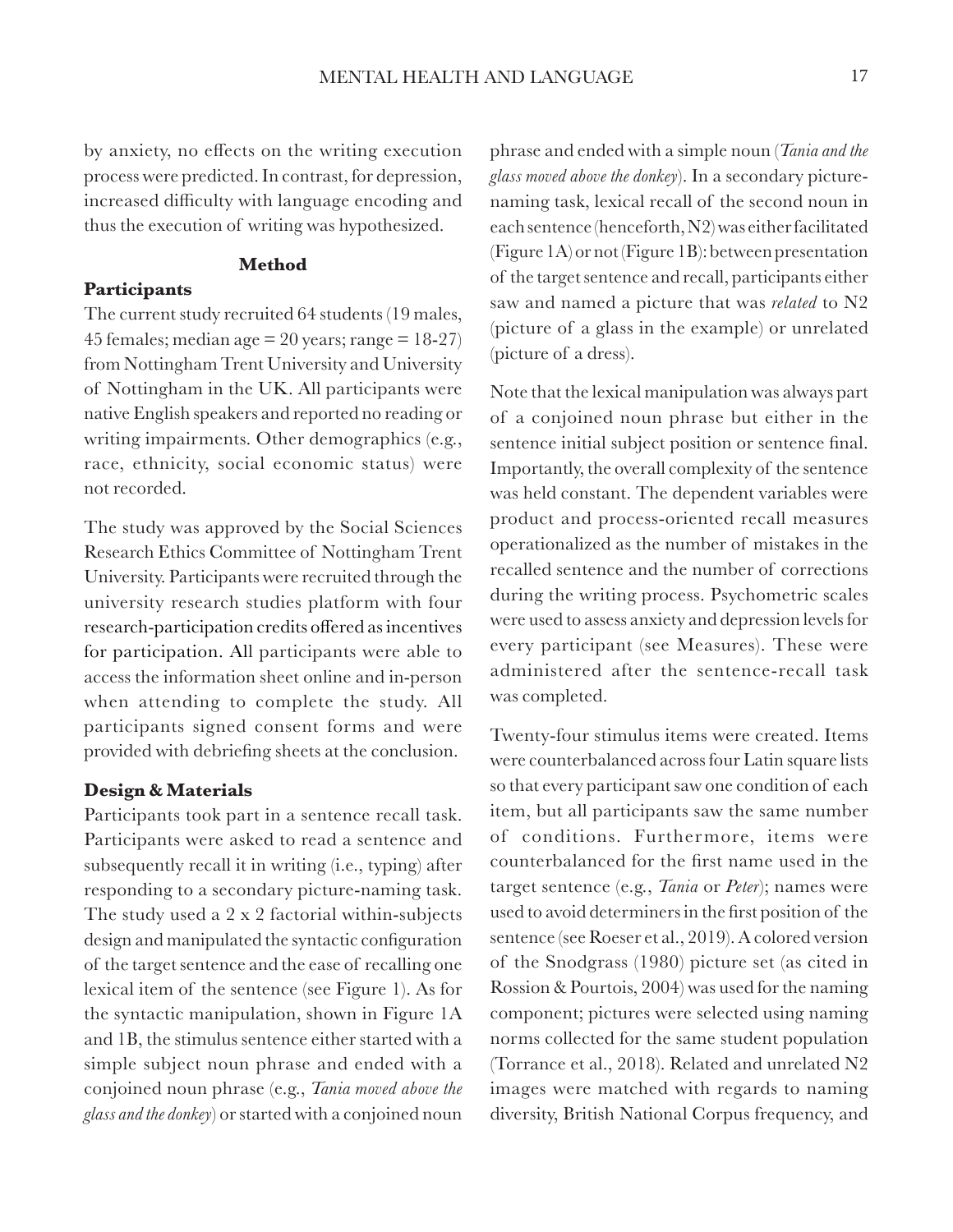by anxiety, no effects on the writing execution process were predicted. In contrast, for depression, increased difficulty with language encoding and thus the execution of writing was hypothesized.

## Method

### Participants

The current study recruited 64 students (19 males, 45 females; median age = 20 years; range = 18-27) from Nottingham Trent University and University of Nottingham in the UK. All participants were native English speakers and reported no reading or writing impairments. Other demographics (e.g., race, ethnicity, social economic status) were not recorded.

The study was approved by the Social Sciences Research Ethics Committee of Nottingham Trent University. Participants were recruited through the university research studies platform with four research-participation credits offered as incentives for participation. All participants were able to access the information sheet online and in-person when attending to complete the study. All participants signed consent forms and were provided with debriefing sheets at the conclusion.

### Design & Materials

Participants took part in a sentence recall task. Participants were asked to read a sentence and subsequently recall it in writing (i.e., typing) after responding to a secondary picture-naming task. The study used a 2 x 2 factorial within-subjects design and manipulated the syntactic configuration of the target sentence and the ease of recalling one lexical item of the sentence (see Figure 1). As for the syntactic manipulation, shown in Figure 1A and 1B, the stimulus sentence either started with a simple subject noun phrase and ended with a conjoined noun phrase (e.g., *Tania moved above the glass and the donkey*) or started with a conjoined noun phrase and ended with a simple noun (*Tania and the glass moved above the donkey*). In a secondary picture-naming task, lexical recall of the second noun in each sentence (henceforth, N2) was either facilitated (Figure 1A) or not (Figure 1B): between presentation of the target sentence and recall, participants either saw and named a picture that was *related* to N2 (picture of a glass in the example) or unrelated (picture of a dress).

Note that the lexical manipulation was always part of a conjoined noun phrase but either in the sentence initial subject position or sentence final. Importantly, the overall complexity of the sentence was held constant. The dependent variables were product and process-oriented recall measures operationalized as the number of mistakes in the recalled sentence and the number of corrections during the writing process. Psychometric scales were used to assess anxiety and depression levels for every participant (see Measures). These were administered after the sentence-recall task was completed.

Twenty-four stimulus items were created. Items were counterbalanced across four Latin square lists so that every participant saw one condition of each item, but all participants saw the same number of conditions. Furthermore, items were counterbalanced for the first name used in the target sentence (e.g., *Tania* or *Peter*); names were used to avoid determiners in the first position of the sentence (see Roeser et al., 2019). A colored version of the Snodgrass (1980) picture set (as cited in Rossion & Pourtois, 2004) was used for the naming component; pictures were selected using naming norms collected for the same student population (Torrance et al., 2018). Related and unrelated N2 images were matched with regards to naming diversity, British National Corpus frequency, and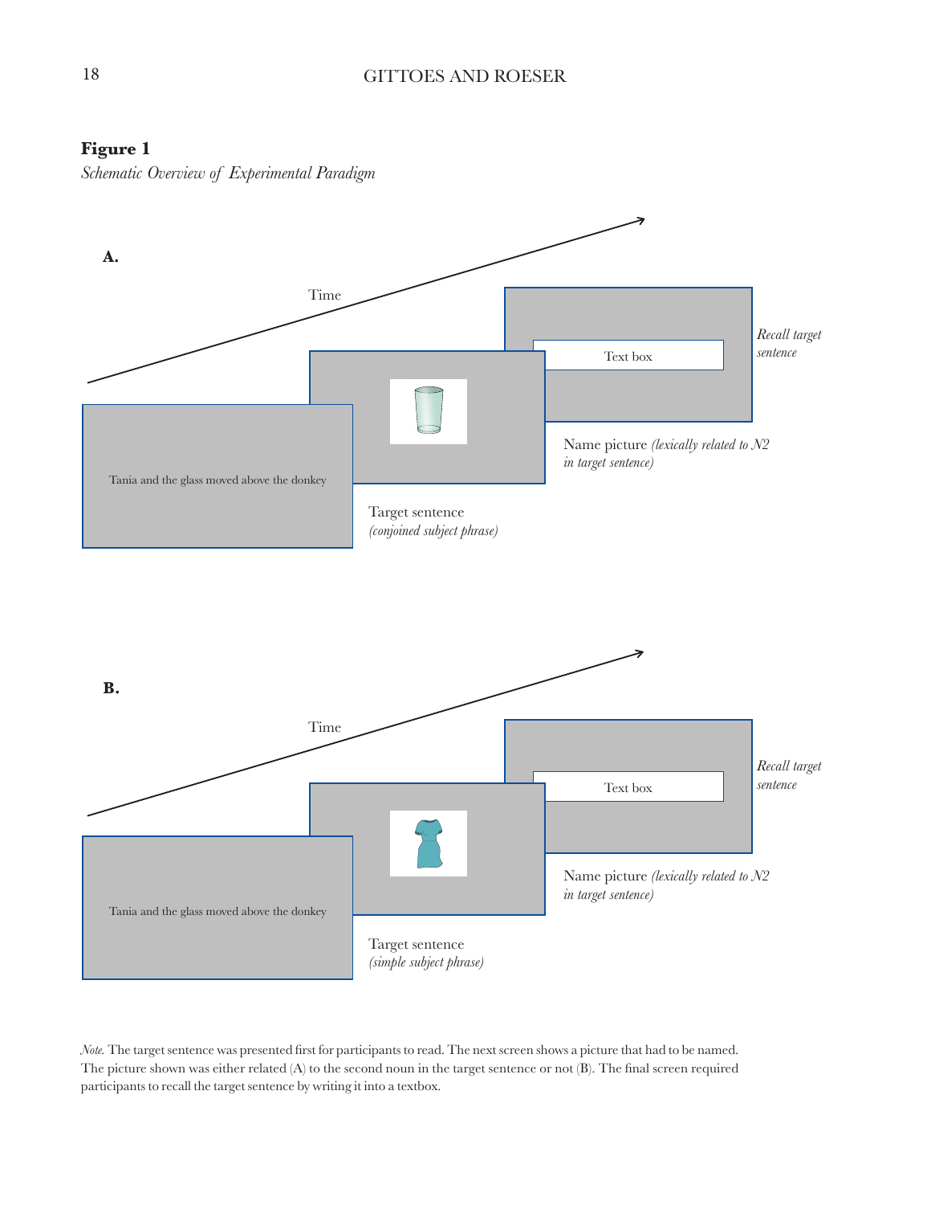**Figure 1**

*Schematic Overview of Experimental Paradigm*

**A.**

Time

Tania and the glass moved above the donkey

Target sentence *(conjoined subject phrase)*

Name picture *(lexically related to N2 in target sentence)*

Text box

*Recall target sentence*

**B.**

Time

Tania and the glass moved above the donkey

Target sentence *(simple subject phrase)*

Name picture *(lexically related to N2 in target sentence)*

Text box

*Recall target sentence*

*Note.* The target sentence was presented first for participants to read. The next screen shows a picture that had to be named. The picture shown was either related (A) to the second noun in the target sentence or not (B). The final screen required participants to recall the target sentence by writing it into a textbox.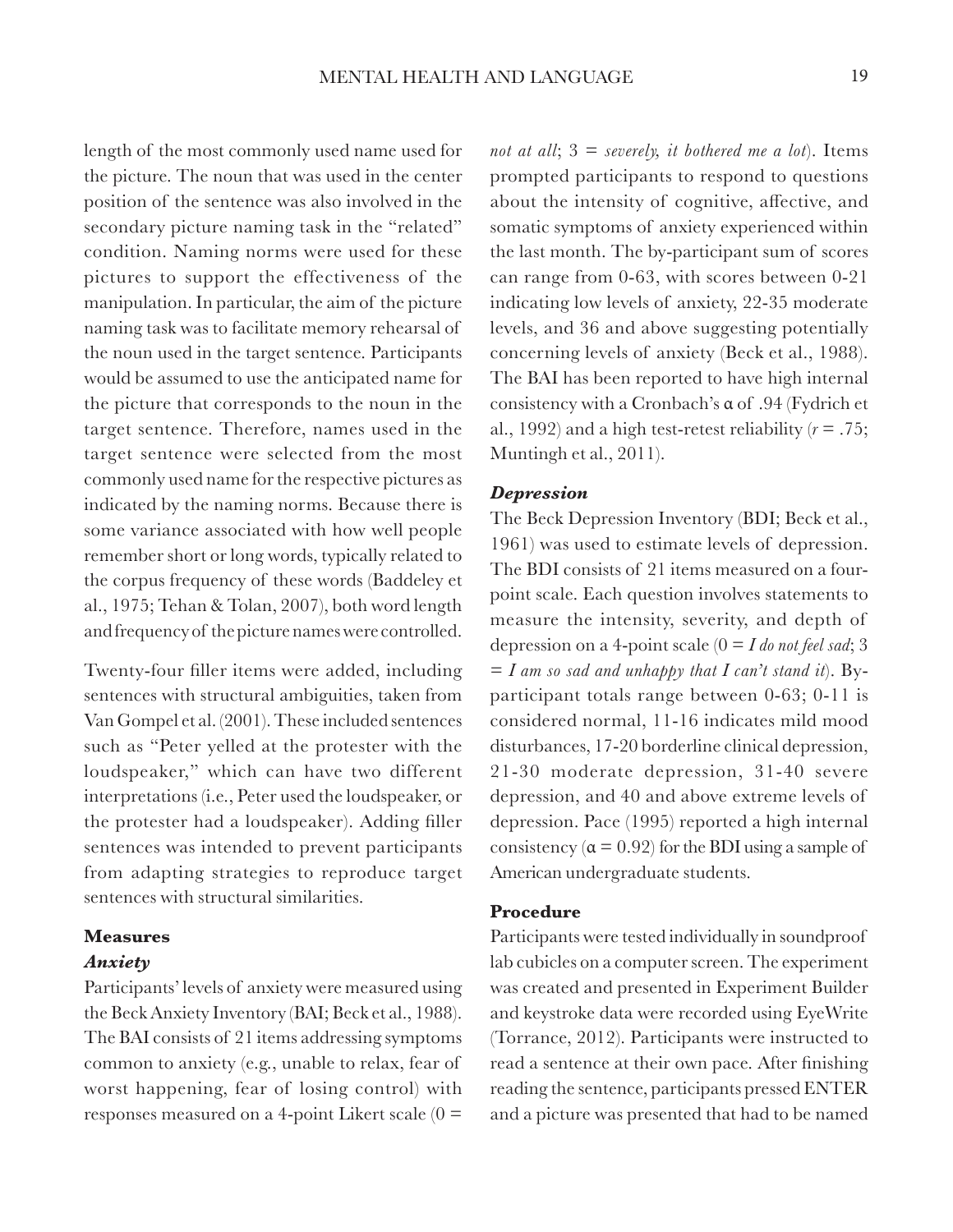length of the most commonly used name used for the picture. The noun that was used in the center position of the sentence was also involved in the secondary picture naming task in the "related" condition. Naming norms were used for these pictures to support the effectiveness of the manipulation. In particular, the aim of the picture naming task was to facilitate memory rehearsal of the noun used in the target sentence. Participants would be assumed to use the anticipated name for the picture that corresponds to the noun in the target sentence. Therefore, names used in the target sentence were selected from the most commonly used name for the respective pictures as indicated by the naming norms. Because there is some variance associated with how well people remember short or long words, typically related to the corpus frequency of these words (Baddeley et al., 1975; Tehan & Tolan, 2007), both word length and frequency of the picture names were controlled.

Twenty-four filler items were added, including sentences with structural ambiguities, taken from Van Gompel et al. (2001). These included sentences such as "Peter yelled at the protester with the loudspeaker," which can have two different interpretations (i.e., Peter used the loudspeaker, or the protester had a loudspeaker). Adding filler sentences was intended to prevent participants from adapting strategies to reproduce target sentences with structural similarities.

## Measures

### *Anxiety*

Participants' levels of anxiety were measured using the Beck Anxiety Inventory (BAI; Beck et al., 1988). The BAI consists of 21 items addressing symptoms common to anxiety (e.g., unable to relax, fear of worst happening, fear of losing control) with responses measured on a 4-point Likert scale (0 = *not at all*; 3 = *severely, it bothered me a lot*). Items prompted participants to respond to questions about the intensity of cognitive, affective, and somatic symptoms of anxiety experienced within the last month. The by-participant sum of scores can range from 0-63, with scores between 0-21 indicating low levels of anxiety, 22-35 moderate levels, and 36 and above suggesting potentially concerning levels of anxiety (Beck et al., 1988). The BAI has been reported to have high internal consistency with a Cronbach's α of .94 (Fydrich et al., 1992) and a high test-retest reliability ($r = .75$; Muntingh et al., 2011).

### *Depression*

The Beck Depression Inventory (BDI; Beck et al., 1961) was used to estimate levels of depression. The BDI consists of 21 items measured on a four-point scale. Each question involves statements to measure the intensity, severity, and depth of depression on a 4-point scale (0 = *I do not feel sad*; 3 = *I am so sad and unhappy that I can't stand it*). By-participant totals range between 0-63; 0-11 is considered normal, 11-16 indicates mild mood disturbances, 17-20 borderline clinical depression, 21-30 moderate depression, 31-40 severe depression, and 40 and above extreme levels of depression. Pace (1995) reported a high internal consistency ($\alpha = 0.92$) for the BDI using a sample of American undergraduate students.

## Procedure

Participants were tested individually in soundproof lab cubicles on a computer screen. The experiment was created and presented in Experiment Builder and keystroke data were recorded using EyeWrite (Torrance, 2012). Participants were instructed to read a sentence at their own pace. After finishing reading the sentence, participants pressed ENTER and a picture was presented that had to be named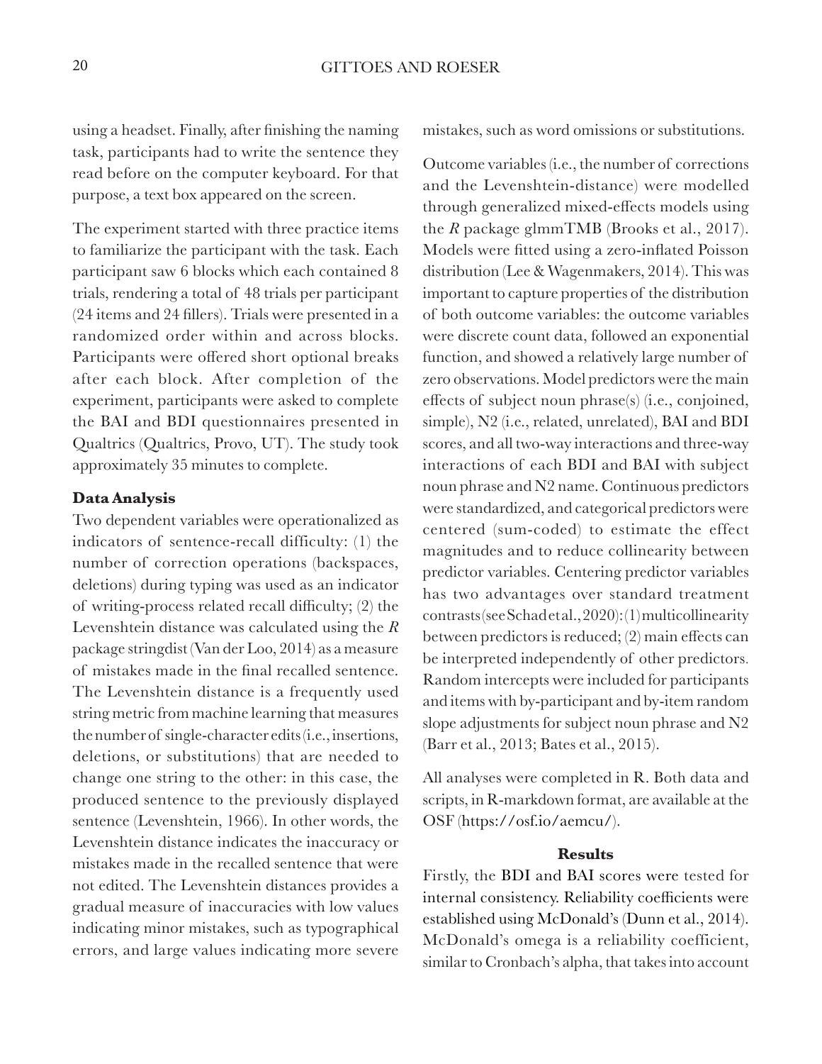using a headset. Finally, after finishing the naming task, participants had to write the sentence they read before on the computer keyboard. For that purpose, a text box appeared on the screen.

The experiment started with three practice items to familiarize the participant with the task. Each participant saw 6 blocks which each contained 8 trials, rendering a total of 48 trials per participant (24 items and 24 fillers). Trials were presented in a randomized order within and across blocks. Participants were offered short optional breaks after each block. After completion of the experiment, participants were asked to complete the BAI and BDI questionnaires presented in Qualtrics (Qualtrics, Provo, UT). The study took approximately 35 minutes to complete.

**Data Analysis**

Two dependent variables were operationalized as indicators of sentence-recall difficulty: (1) the number of correction operations (backspaces, deletions) during typing was used as an indicator of writing-process related recall difficulty; (2) the Levenshtein distance was calculated using the *R* package stringdist (Van der Loo, 2014) as a measure of mistakes made in the final recalled sentence. The Levenshtein distance is a frequently used string metric from machine learning that measures the number of single-character edits (i.e., insertions, deletions, or substitutions) that are needed to change one string to the other: in this case, the produced sentence to the previously displayed sentence (Levenshtein, 1966). In other words, the Levenshtein distance indicates the inaccuracy or mistakes made in the recalled sentence that were not edited. The Levenshtein distances provides a gradual measure of inaccuracies with low values indicating minor mistakes, such as typographical errors, and large values indicating more severe mistakes, such as word omissions or substitutions.

Outcome variables (i.e., the number of corrections and the Levenshtein-distance) were modelled through generalized mixed-effects models using the *R* package glmmTMB (Brooks et al., 2017). Models were fitted using a zero-inflated Poisson distribution (Lee & Wagenmakers, 2014). This was important to capture properties of the distribution of both outcome variables: the outcome variables were discrete count data, followed an exponential function, and showed a relatively large number of zero observations. Model predictors were the main effects of subject noun phrase(s) (i.e., conjoined, simple), N2 (i.e., related, unrelated), BAI and BDI scores, and all two-way interactions and three-way interactions of each BDI and BAI with subject noun phrase and N2 name. Continuous predictors were standardized, and categorical predictors were centered (sum-coded) to estimate the effect magnitudes and to reduce collinearity between predictor variables. Centering predictor variables has two advantages over standard treatment contrasts (see Schad et al., 2020): (1) multicollinearity between predictors is reduced; (2) main effects can be interpreted independently of other predictors. Random intercepts were included for participants and items with by-participant and by-item random slope adjustments for subject noun phrase and N2 (Barr et al., 2013; Bates et al., 2015).

All analyses were completed in R. Both data and scripts, in R-markdown format, are available at the OSF (https://osf.io/aemcu/).

## Results

Firstly, the BDI and BAI scores were tested for internal consistency. Reliability coefficients were established using McDonald's (Dunn et al., 2014). McDonald's omega is a reliability coefficient, similar to Cronbach's alpha, that takes into account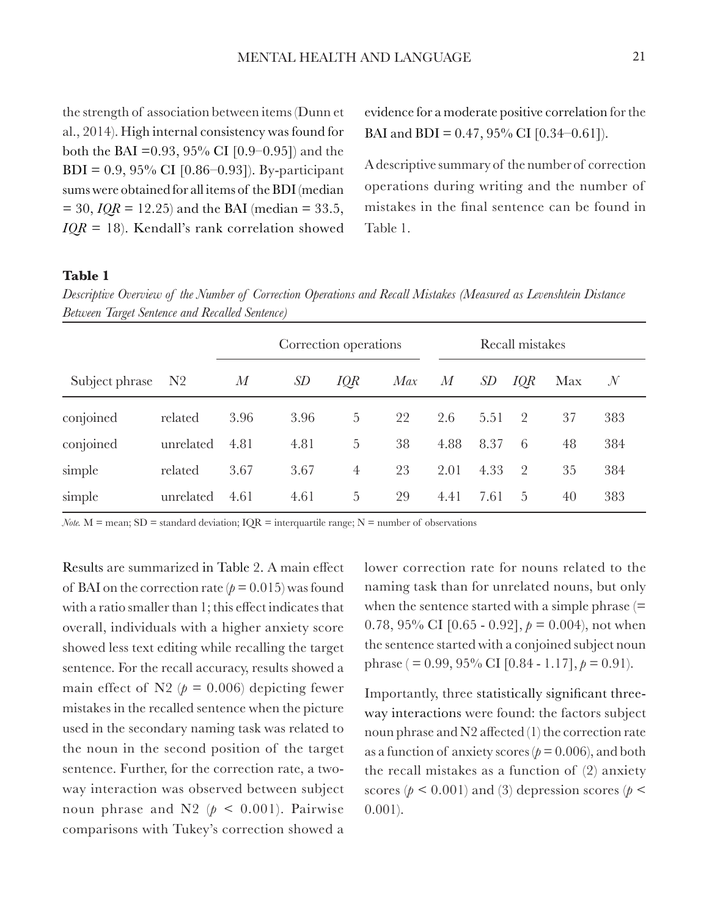the strength of association between items (Dunn et al., 2014). High internal consistency was found for both the BAI =0.93, 95% CI [0.9–0.95]) and the BDI = 0.9, 95% CI [0.86–0.93]). By-participant sums were obtained for all items of the BDI (median = 30, *IQR* = 12.25) and the BAI (median = 33.5, *IQR* = 18). Kendall's rank correlation showed evidence for a moderate positive correlation for the BAI and BDI = 0.47, 95% CI [0.34–0.61]).

A descriptive summary of the number of correction operations during writing and the number of mistakes in the final sentence can be found in Table 1.

**Table 1**

*Descriptive Overview of the Number of Correction Operations and Recall Mistakes (Measured as Levenshtein Distance Between Target Sentence and Recalled Sentence)*

| | | Correction operations | | | | Recall mistakes | | | | |
|---|---|---|---|---|---|---|---|---|---|---|
| Subject phrase | N2 | *M* | *SD* | *IQR* | *Max* | *M* | *SD* | *IQR* | Max | *N* |
| conjoined | related | 3.96 | 3.96 | 5 | 22 | 2.6 | 5.51 | 2 | 37 | 383 |
| conjoined | unrelated | 4.81 | 4.81 | 5 | 38 | 4.88 | 8.37 | 6 | 48 | 384 |
| simple | related | 3.67 | 3.67 | 4 | 23 | 2.01 | 4.33 | 2 | 35 | 384 |
| simple | unrelated | 4.61 | 4.61 | 5 | 29 | 4.41 | 7.61 | 5 | 40 | 383 |

*Note.* M = mean; SD = standard deviation; IQR = interquartile range; N = number of observations

Results are summarized in Table 2. A main effect of BAI on the correction rate ($p = 0.015$) was found with a ratio smaller than 1; this effect indicates that overall, individuals with a higher anxiety score showed less text editing while recalling the target sentence. For the recall accuracy, results showed a main effect of N2 ($p = 0.006$) depicting fewer mistakes in the recalled sentence when the picture used in the secondary naming task was related to the noun in the second position of the target sentence. Further, for the correction rate, a two-way interaction was observed between subject noun phrase and N2 ($p < 0.001$). Pairwise comparisons with Tukey's correction showed a lower correction rate for nouns related to the naming task than for unrelated nouns, but only when the sentence started with a simple phrase (= 0.78, 95% CI [0.65 - 0.92], $p = 0.004$), not when the sentence started with a conjoined subject noun phrase ( = 0.99, 95% CI [0.84 - 1.17], $p = 0.91$).

Importantly, three statistically significant three-way interactions were found: the factors subject noun phrase and N2 affected (1) the correction rate as a function of anxiety scores ($p = 0.006$), and both the recall mistakes as a function of (2) anxiety scores ($p < 0.001$) and (3) depression scores ($p < 0.001$).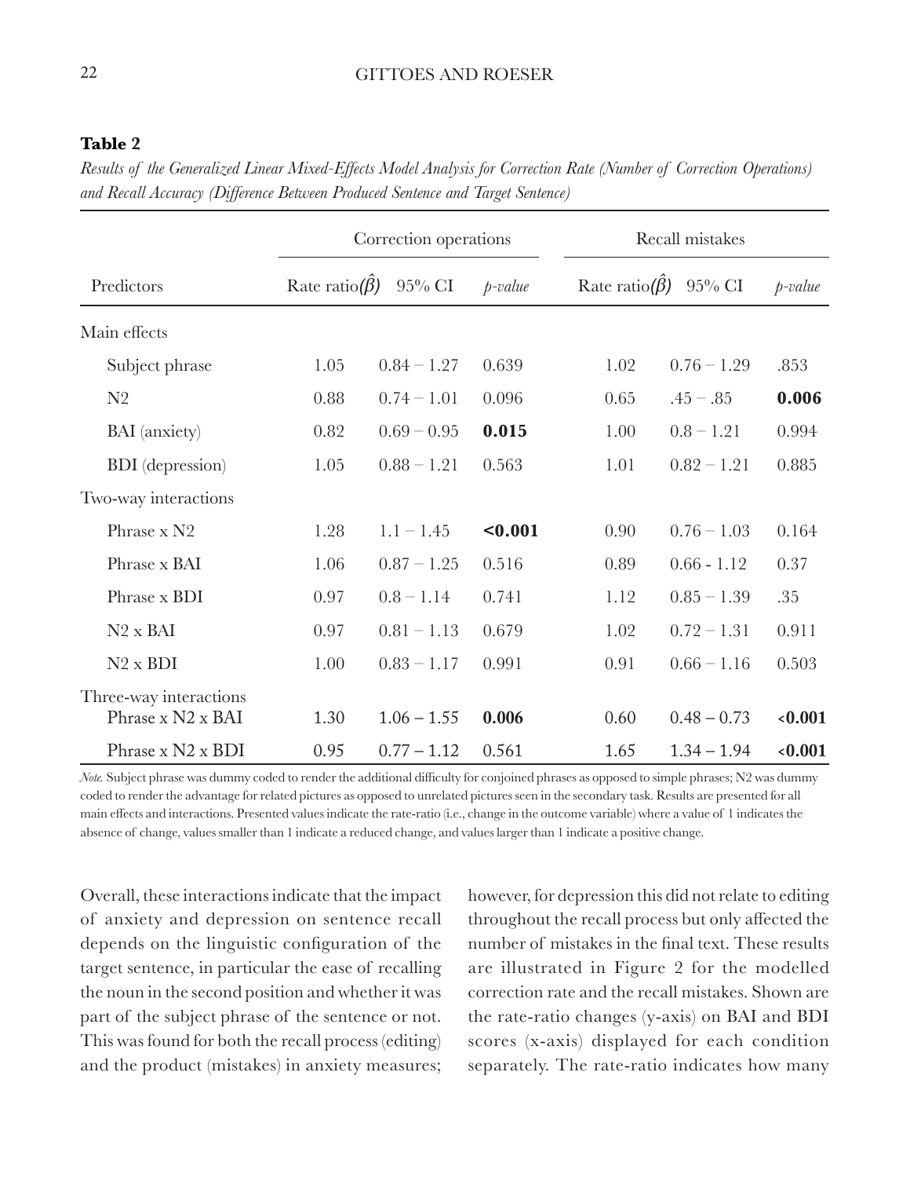**Table 2**

*Results of the Generalized Linear Mixed-Effects Model Analysis for Correction Rate (Number of Correction Operations) and Recall Accuracy (Difference Between Produced Sentence and Target Sentence)*

| | Correction operations | | | Recall mistakes | | |
|---|---|---|---|---|---|---|
| Predictors | Rate ratio($\hat{\beta}$) | 95% CI | *p-value* | Rate ratio($\hat{\beta}$) | 95% CI | *p-value* |
| Main effects | | | | | | |
| Subject phrase | 1.05 | 0.84 – 1.27 | 0.639 | 1.02 | 0.76 – 1.29 | .853 |
| N2 | 0.88 | 0.74 – 1.01 | 0.096 | 0.65 | .45 – .85 | **0.006** |
| BAI (anxiety) | 0.82 | 0.69 – 0.95 | **0.015** | 1.00 | 0.8 – 1.21 | 0.994 |
| BDI (depression) | 1.05 | 0.88 – 1.21 | 0.563 | 1.01 | 0.82 – 1.21 | 0.885 |
| Two-way interactions | | | | | | |
| Phrase x N2 | 1.28 | 1.1 – 1.45 | **<0.001** | 0.90 | 0.76 – 1.03 | 0.164 |
| Phrase x BAI | 1.06 | 0.87 – 1.25 | 0.516 | 0.89 | 0.66 - 1.12 | 0.37 |
| Phrase x BDI | 0.97 | 0.8 – 1.14 | 0.741 | 1.12 | 0.85 – 1.39 | .35 |
| N2 x BAI | 0.97 | 0.81 – 1.13 | 0.679 | 1.02 | 0.72 – 1.31 | 0.911 |
| N2 x BDI | 1.00 | 0.83 – 1.17 | 0.991 | 0.91 | 0.66 – 1.16 | 0.503 |
| Three-way interactions | | | | | | |
| Phrase x N2 x BAI | 1.30 | 1.06 – 1.55 | **0.006** | 0.60 | 0.48 – 0.73 | **<0.001** |
| Phrase x N2 x BDI | 0.95 | 0.77 – 1.12 | 0.561 | 1.65 | 1.34 – 1.94 | **<0.001** |

*Note.* Subject phrase was dummy coded to render the additional difficulty for conjoined phrases as opposed to simple phrases; N2 was dummy coded to render the advantage for related pictures as opposed to unrelated pictures seen in the secondary task. Results are presented for all main effects and interactions. Presented values indicate the rate-ratio (i.e., change in the outcome variable) where a value of 1 indicates the absence of change, values smaller than 1 indicate a reduced change, and values larger than 1 indicate a positive change.

Overall, these interactions indicate that the impact of anxiety and depression on sentence recall depends on the linguistic configuration of the target sentence, in particular the ease of recalling the noun in the second position and whether it was part of the subject phrase of the sentence or not. This was found for both the recall process (editing) and the product (mistakes) in anxiety measures; however, for depression this did not relate to editing throughout the recall process but only affected the number of mistakes in the final text. These results are illustrated in Figure 2 for the modelled correction rate and the recall mistakes. Shown are the rate-ratio changes (y-axis) on BAI and BDI scores (x-axis) displayed for each condition separately. The rate-ratio indicates how many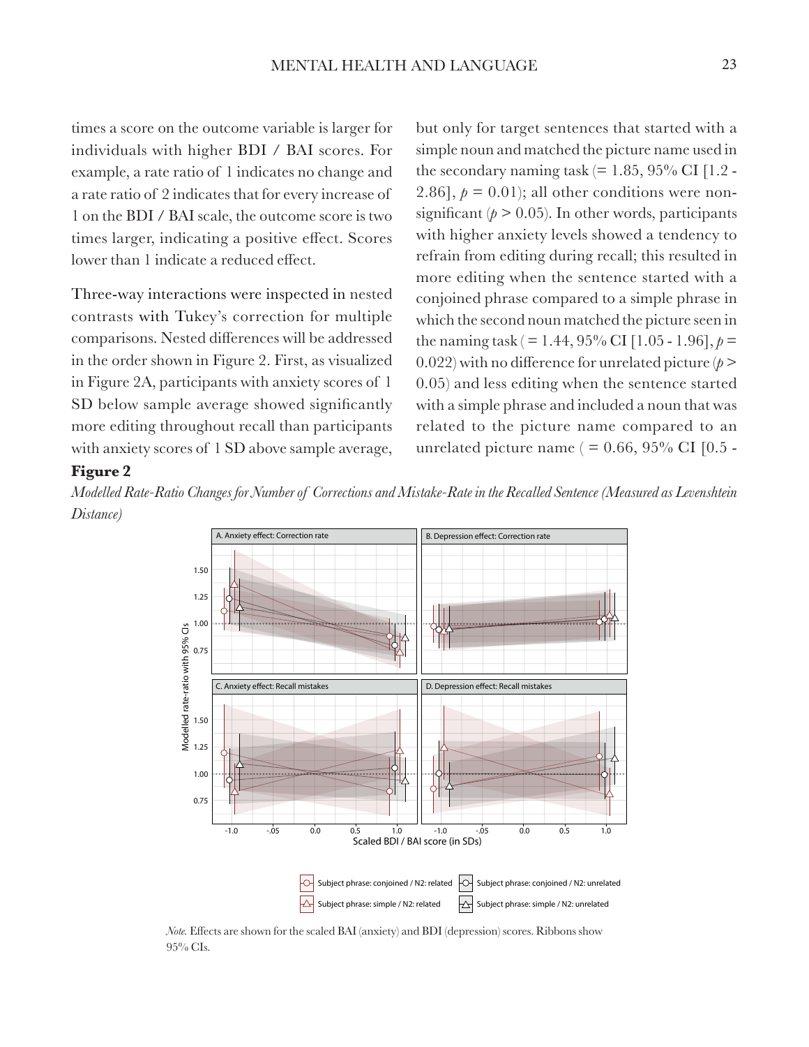times a score on the outcome variable is larger for individuals with higher BDI / BAI scores. For example, a rate ratio of 1 indicates no change and a rate ratio of 2 indicates that for every increase of 1 on the BDI / BAI scale, the outcome score is two times larger, indicating a positive effect. Scores lower than 1 indicate a reduced effect.

Three-way interactions were inspected in nested contrasts with Tukey's correction for multiple comparisons. Nested differences will be addressed in the order shown in Figure 2. First, as visualized in Figure 2A, participants with anxiety scores of 1 SD below sample average showed significantly more editing throughout recall than participants with anxiety scores of 1 SD above sample average, but only for target sentences that started with a simple noun and matched the picture name used in the secondary naming task (= 1.85, 95% CI [1.2 - 2.86], $p = 0.01$); all other conditions were non-significant ($p > 0.05$). In other words, participants with higher anxiety levels showed a tendency to refrain from editing during recall; this resulted in more editing when the sentence started with a conjoined phrase compared to a simple phrase in which the second noun matched the picture seen in the naming task ( = 1.44, 95% CI [1.05 - 1.96], $p = 0.022$) with no difference for unrelated picture ($p > 0.05$) and less editing when the sentence started with a simple phrase and included a noun that was related to the picture name compared to an unrelated picture name ( = 0.66, 95% CI [0.5 -

**Figure 2**

*Modelled Rate-Ratio Changes for Number of Corrections and Mistake-Rate in the Recalled Sentence (Measured as Levenshtein Distance)*

*Note.* Effects are shown for the scaled BAI (anxiety) and BDI (depression) scores. Ribbons show 95% CIs.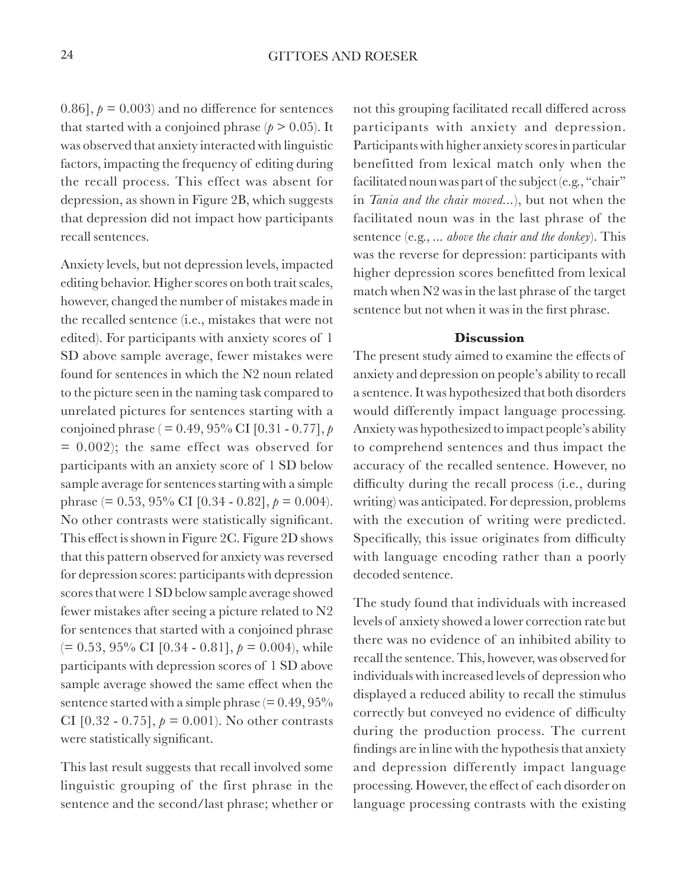0.86], $p = 0.003$) and no difference for sentences that started with a conjoined phrase ($p > 0.05$). It was observed that anxiety interacted with linguistic factors, impacting the frequency of editing during the recall process. This effect was absent for depression, as shown in Figure 2B, which suggests that depression did not impact how participants recall sentences.

Anxiety levels, but not depression levels, impacted editing behavior. Higher scores on both trait scales, however, changed the number of mistakes made in the recalled sentence (i.e., mistakes that were not edited). For participants with anxiety scores of 1 SD above sample average, fewer mistakes were found for sentences in which the N2 noun related to the picture seen in the naming task compared to unrelated pictures for sentences starting with a conjoined phrase ( = 0.49, 95% CI [0.31 - 0.77], $p = 0.002$); the same effect was observed for participants with an anxiety score of 1 SD below sample average for sentences starting with a simple phrase (= 0.53, 95% CI [0.34 - 0.82], $p = 0.004$). No other contrasts were statistically significant. This effect is shown in Figure 2C. Figure 2D shows that this pattern observed for anxiety was reversed for depression scores: participants with depression scores that were 1 SD below sample average showed fewer mistakes after seeing a picture related to N2 for sentences that started with a conjoined phrase (= 0.53, 95% CI [0.34 - 0.81], $p = 0.004$), while participants with depression scores of 1 SD above sample average showed the same effect when the sentence started with a simple phrase (= 0.49, 95% CI [0.32 - 0.75], $p = 0.001$). No other contrasts were statistically significant.

This last result suggests that recall involved some linguistic grouping of the first phrase in the sentence and the second/last phrase; whether or not this grouping facilitated recall differed across participants with anxiety and depression. Participants with higher anxiety scores in particular benefitted from lexical match only when the facilitated noun was part of the subject (e.g., "chair" in *Tania and the chair moved...*), but not when the facilitated noun was in the last phrase of the sentence (e.g., ... *above the chair and the donkey*). This was the reverse for depression: participants with higher depression scores benefitted from lexical match when N2 was in the last phrase of the target sentence but not when it was in the first phrase.

## Discussion

The present study aimed to examine the effects of anxiety and depression on people's ability to recall a sentence. It was hypothesized that both disorders would differently impact language processing. Anxiety was hypothesized to impact people's ability to comprehend sentences and thus impact the accuracy of the recalled sentence. However, no difficulty during the recall process (i.e., during writing) was anticipated. For depression, problems with the execution of writing were predicted. Specifically, this issue originates from difficulty with language encoding rather than a poorly decoded sentence.

The study found that individuals with increased levels of anxiety showed a lower correction rate but there was no evidence of an inhibited ability to recall the sentence. This, however, was observed for individuals with increased levels of depression who displayed a reduced ability to recall the stimulus correctly but conveyed no evidence of difficulty during the production process. The current findings are in line with the hypothesis that anxiety and depression differently impact language processing. However, the effect of each disorder on language processing contrasts with the existing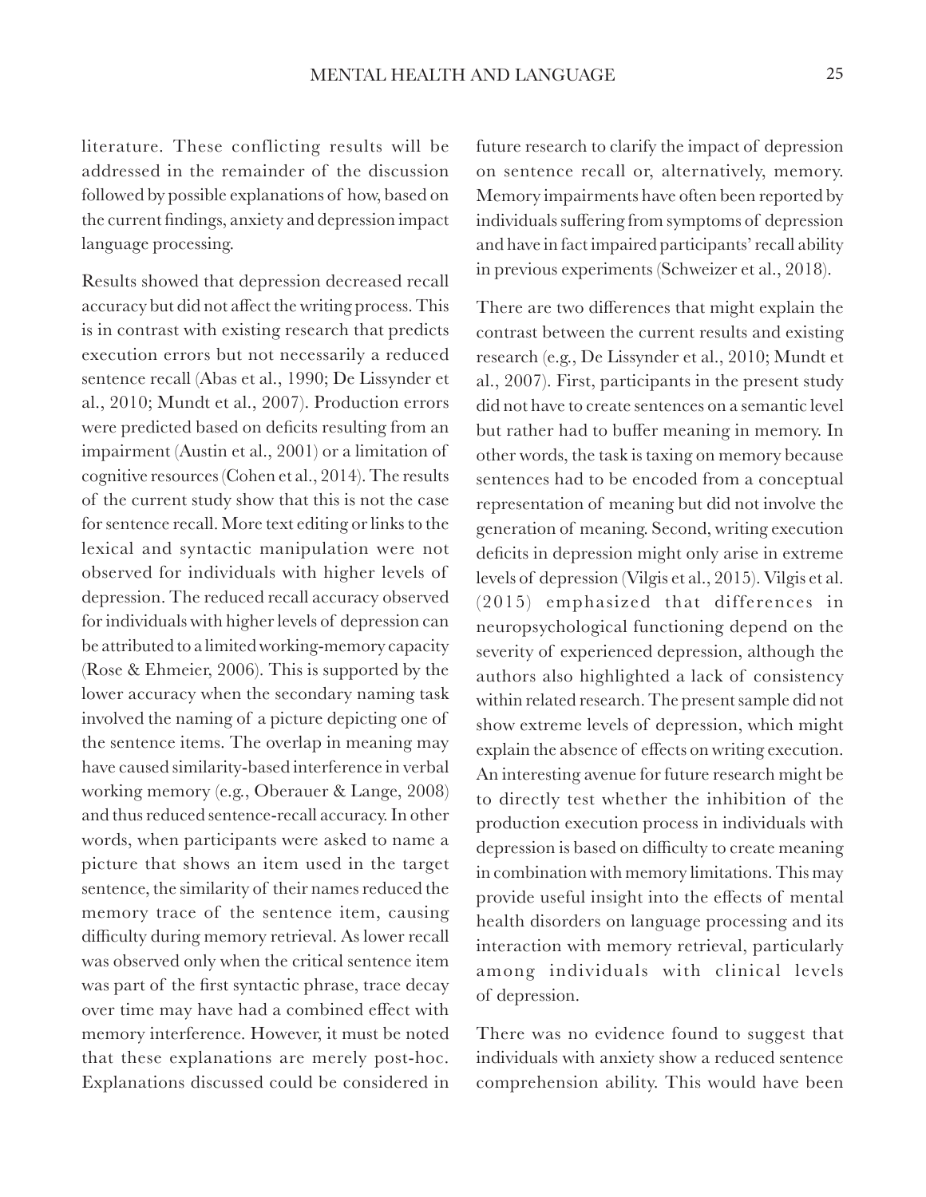literature. These conflicting results will be addressed in the remainder of the discussion followed by possible explanations of how, based on the current findings, anxiety and depression impact language processing.

Results showed that depression decreased recall accuracy but did not affect the writing process. This is in contrast with existing research that predicts execution errors but not necessarily a reduced sentence recall (Abas et al., 1990; De Lissynder et al., 2010; Mundt et al., 2007). Production errors were predicted based on deficits resulting from an impairment (Austin et al., 2001) or a limitation of cognitive resources (Cohen et al., 2014). The results of the current study show that this is not the case for sentence recall. More text editing or links to the lexical and syntactic manipulation were not observed for individuals with higher levels of depression. The reduced recall accuracy observed for individuals with higher levels of depression can be attributed to a limited working-memory capacity (Rose & Ehmeier, 2006). This is supported by the lower accuracy when the secondary naming task involved the naming of a picture depicting one of the sentence items. The overlap in meaning may have caused similarity-based interference in verbal working memory (e.g., Oberauer & Lange, 2008) and thus reduced sentence-recall accuracy. In other words, when participants were asked to name a picture that shows an item used in the target sentence, the similarity of their names reduced the memory trace of the sentence item, causing difficulty during memory retrieval. As lower recall was observed only when the critical sentence item was part of the first syntactic phrase, trace decay over time may have had a combined effect with memory interference. However, it must be noted that these explanations are merely post-hoc. Explanations discussed could be considered in future research to clarify the impact of depression on sentence recall or, alternatively, memory. Memory impairments have often been reported by individuals suffering from symptoms of depression and have in fact impaired participants' recall ability in previous experiments (Schweizer et al., 2018).

There are two differences that might explain the contrast between the current results and existing research (e.g., De Lissynder et al., 2010; Mundt et al., 2007). First, participants in the present study did not have to create sentences on a semantic level but rather had to buffer meaning in memory. In other words, the task is taxing on memory because sentences had to be encoded from a conceptual representation of meaning but did not involve the generation of meaning. Second, writing execution deficits in depression might only arise in extreme levels of depression (Vilgis et al., 2015). Vilgis et al. (2015) emphasized that differences in neuropsychological functioning depend on the severity of experienced depression, although the authors also highlighted a lack of consistency within related research. The present sample did not show extreme levels of depression, which might explain the absence of effects on writing execution. An interesting avenue for future research might be to directly test whether the inhibition of the production execution process in individuals with depression is based on difficulty to create meaning in combination with memory limitations. This may provide useful insight into the effects of mental health disorders on language processing and its interaction with memory retrieval, particularly among individuals with clinical levels of depression.

There was no evidence found to suggest that individuals with anxiety show a reduced sentence comprehension ability. This would have been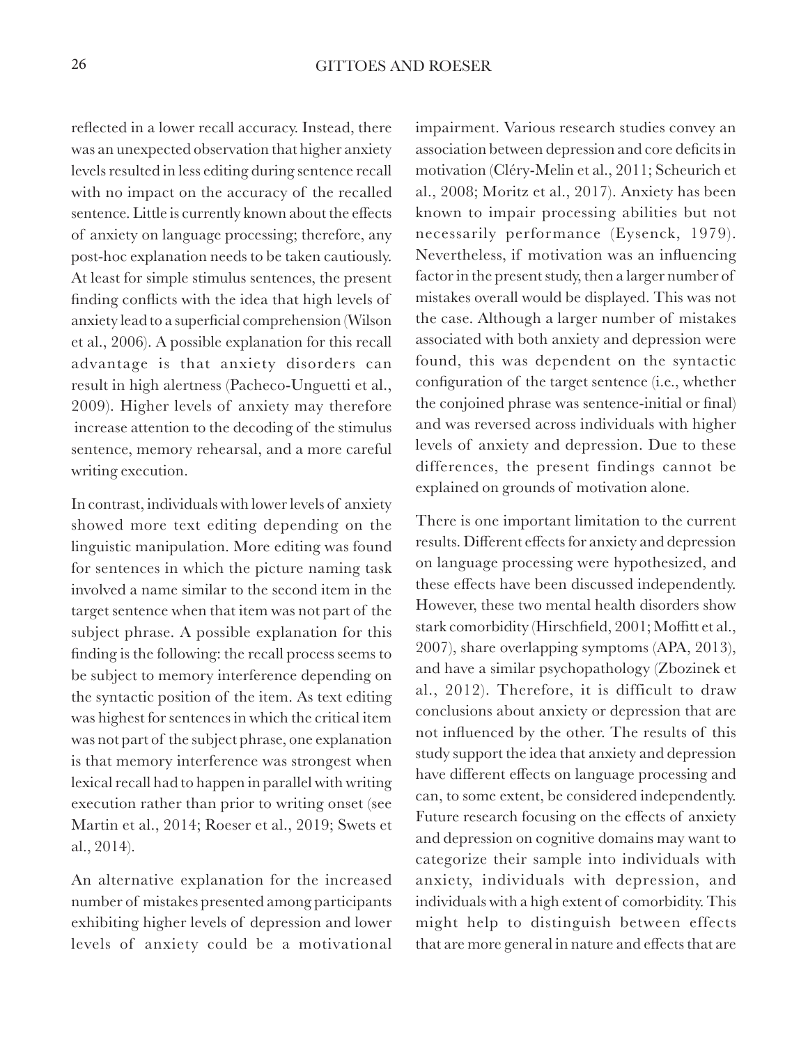reflected in a lower recall accuracy. Instead, there was an unexpected observation that higher anxiety levels resulted in less editing during sentence recall with no impact on the accuracy of the recalled sentence. Little is currently known about the effects of anxiety on language processing; therefore, any post-hoc explanation needs to be taken cautiously. At least for simple stimulus sentences, the present finding conflicts with the idea that high levels of anxiety lead to a superficial comprehension (Wilson et al., 2006). A possible explanation for this recall advantage is that anxiety disorders can result in high alertness (Pacheco-Unguetti et al., 2009). Higher levels of anxiety may therefore increase attention to the decoding of the stimulus sentence, memory rehearsal, and a more careful writing execution.

In contrast, individuals with lower levels of anxiety showed more text editing depending on the linguistic manipulation. More editing was found for sentences in which the picture naming task involved a name similar to the second item in the target sentence when that item was not part of the subject phrase. A possible explanation for this finding is the following: the recall process seems to be subject to memory interference depending on the syntactic position of the item. As text editing was highest for sentences in which the critical item was not part of the subject phrase, one explanation is that memory interference was strongest when lexical recall had to happen in parallel with writing execution rather than prior to writing onset (see Martin et al., 2014; Roeser et al., 2019; Swets et al., 2014).

An alternative explanation for the increased number of mistakes presented among participants exhibiting higher levels of depression and lower levels of anxiety could be a motivational impairment. Various research studies convey an association between depression and core deficits in motivation (Cléry-Melin et al., 2011; Scheurich et al., 2008; Moritz et al., 2017). Anxiety has been known to impair processing abilities but not necessarily performance (Eysenck, 1979). Nevertheless, if motivation was an influencing factor in the present study, then a larger number of mistakes overall would be displayed. This was not the case. Although a larger number of mistakes associated with both anxiety and depression were found, this was dependent on the syntactic configuration of the target sentence (i.e., whether the conjoined phrase was sentence-initial or final) and was reversed across individuals with higher levels of anxiety and depression. Due to these differences, the present findings cannot be explained on grounds of motivation alone.

There is one important limitation to the current results. Different effects for anxiety and depression on language processing were hypothesized, and these effects have been discussed independently. However, these two mental health disorders show stark comorbidity (Hirschfield, 2001; Moffitt et al., 2007), share overlapping symptoms (APA, 2013), and have a similar psychopathology (Zbozinek et al., 2012). Therefore, it is difficult to draw conclusions about anxiety or depression that are not influenced by the other. The results of this study support the idea that anxiety and depression have different effects on language processing and can, to some extent, be considered independently. Future research focusing on the effects of anxiety and depression on cognitive domains may want to categorize their sample into individuals with anxiety, individuals with depression, and individuals with a high extent of comorbidity. This might help to distinguish between effects that are more general in nature and effects that are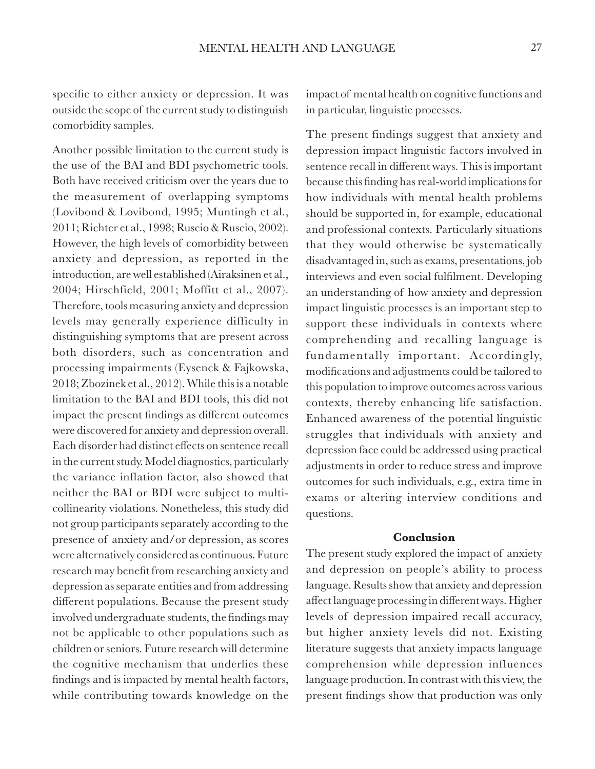specific to either anxiety or depression. It was outside the scope of the current study to distinguish comorbidity samples.

Another possible limitation to the current study is the use of the BAI and BDI psychometric tools. Both have received criticism over the years due to the measurement of overlapping symptoms (Lovibond & Lovibond, 1995; Muntingh et al., 2011; Richter et al., 1998; Ruscio & Ruscio, 2002). However, the high levels of comorbidity between anxiety and depression, as reported in the introduction, are well established (Airaksinen et al., 2004; Hirschfield, 2001; Moffitt et al., 2007). Therefore, tools measuring anxiety and depression levels may generally experience difficulty in distinguishing symptoms that are present across both disorders, such as concentration and processing impairments (Eysenck & Fajkowska, 2018; Zbozinek et al., 2012). While this is a notable limitation to the BAI and BDI tools, this did not impact the present findings as different outcomes were discovered for anxiety and depression overall. Each disorder had distinct effects on sentence recall in the current study. Model diagnostics, particularly the variance inflation factor, also showed that neither the BAI or BDI were subject to multi-collinearity violations. Nonetheless, this study did not group participants separately according to the presence of anxiety and/or depression, as scores were alternatively considered as continuous. Future research may benefit from researching anxiety and depression as separate entities and from addressing different populations. Because the present study involved undergraduate students, the findings may not be applicable to other populations such as children or seniors. Future research will determine the cognitive mechanism that underlies these findings and is impacted by mental health factors, while contributing towards knowledge on the impact of mental health on cognitive functions and in particular, linguistic processes.

The present findings suggest that anxiety and depression impact linguistic factors involved in sentence recall in different ways. This is important because this finding has real-world implications for how individuals with mental health problems should be supported in, for example, educational and professional contexts. Particularly situations that they would otherwise be systematically disadvantaged in, such as exams, presentations, job interviews and even social fulfilment. Developing an understanding of how anxiety and depression impact linguistic processes is an important step to support these individuals in contexts where comprehending and recalling language is fundamentally important. Accordingly, modifications and adjustments could be tailored to this population to improve outcomes across various contexts, thereby enhancing life satisfaction. Enhanced awareness of the potential linguistic struggles that individuals with anxiety and depression face could be addressed using practical adjustments in order to reduce stress and improve outcomes for such individuals, e.g., extra time in exams or altering interview conditions and questions.

## Conclusion

The present study explored the impact of anxiety and depression on people's ability to process language. Results show that anxiety and depression affect language processing in different ways. Higher levels of depression impaired recall accuracy, but higher anxiety levels did not. Existing literature suggests that anxiety impacts language comprehension while depression influences language production. In contrast with this view, the present findings show that production was only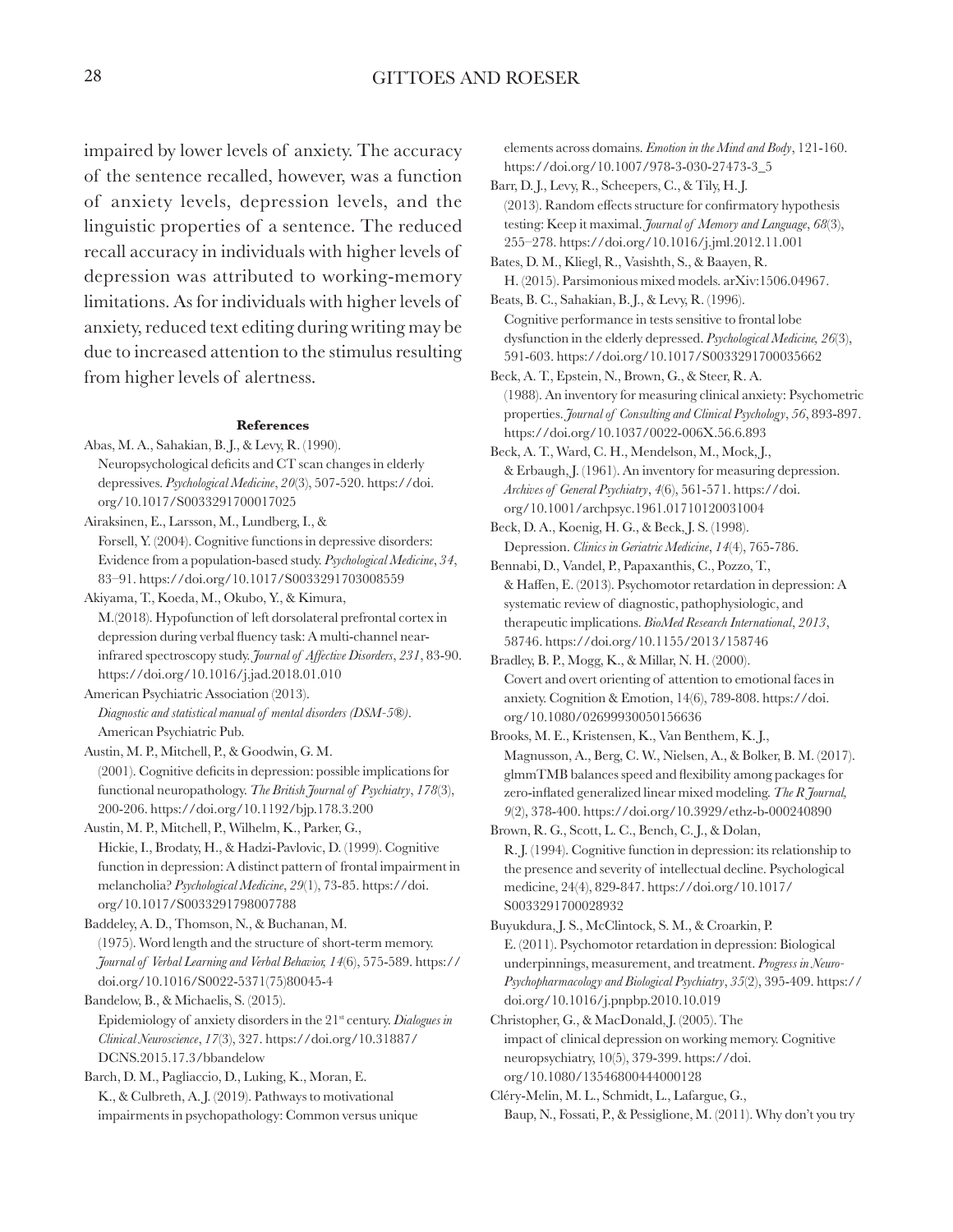impaired by lower levels of anxiety. The accuracy of the sentence recalled, however, was a function of anxiety levels, depression levels, and the linguistic properties of a sentence. The reduced recall accuracy in individuals with higher levels of depression was attributed to working-memory limitations. As for individuals with higher levels of anxiety, reduced text editing during writing may be due to increased attention to the stimulus resulting from higher levels of alertness.

## References

Abas, M. A., Sahakian, B. J., & Levy, R. (1990). Neuropsychological deficits and CT scan changes in elderly depressives. *Psychological Medicine*, *20*(3), 507-520. https://doi.org/10.1017/S0033291700017025

Airaksinen, E., Larsson, M., Lundberg, I., & Forsell, Y. (2004). Cognitive functions in depressive disorders: Evidence from a population-based study. *Psychological Medicine*, *34*, 83–91. https://doi.org/10.1017/S0033291703008559

Akiyama, T., Koeda, M., Okubo, Y., & Kimura, M.(2018). Hypofunction of left dorsolateral prefrontal cortex in depression during verbal fluency task: A multi-channel near-infrared spectroscopy study. *Journal of Affective Disorders*, *231*, 83-90. https://doi.org/10.1016/j.jad.2018.01.010

American Psychiatric Association (2013). *Diagnostic and statistical manual of mental disorders (DSM-5®)*. American Psychiatric Pub.

Austin, M. P., Mitchell, P., & Goodwin, G. M. (2001). Cognitive deficits in depression: possible implications for functional neuropathology. *The British Journal of Psychiatry*, *178*(3), 200-206. https://doi.org/10.1192/bjp.178.3.200

Austin, M. P., Mitchell, P., Wilhelm, K., Parker, G., Hickie, I., Brodaty, H., & Hadzi-Pavlovic, D. (1999). Cognitive function in depression: A distinct pattern of frontal impairment in melancholia? *Psychological Medicine*, *29*(1), 73-85. https://doi.org/10.1017/S0033291798007788

Baddeley, A. D., Thomson, N., & Buchanan, M. (1975). Word length and the structure of short-term memory. *Journal of Verbal Learning and Verbal Behavior, 14*(6), 575-589. https://doi.org/10.1016/S0022-5371(75)80045-4

Bandelow, B., & Michaelis, S. (2015). Epidemiology of anxiety disorders in the 21st century. *Dialogues in Clinical Neuroscience*, *17*(3), 327. https://doi.org/10.31887/DCNS.2015.17.3/bbandelow

Barch, D. M., Pagliaccio, D., Luking, K., Moran, E. K., & Culbreth, A. J. (2019). Pathways to motivational impairments in psychopathology: Common versus unique elements across domains. *Emotion in the Mind and Body*, 121-160. https://doi.org/10.1007/978-3-030-27473-3_5

Barr, D. J., Levy, R., Scheepers, C., & Tily, H. J. (2013). Random effects structure for confirmatory hypothesis testing: Keep it maximal. *Journal of Memory and Language*, *68*(3), 255–278. https://doi.org/10.1016/j.jml.2012.11.001

Bates, D. M., Kliegl, R., Vasishth, S., & Baayen, R. H. (2015). Parsimonious mixed models. arXiv:1506.04967.

Beats, B. C., Sahakian, B. J., & Levy, R. (1996). Cognitive performance in tests sensitive to frontal lobe dysfunction in the elderly depressed. *Psychological Medicine, 26*(3), 591-603. https://doi.org/10.1017/S0033291700035662

Beck, A. T., Epstein, N., Brown, G., & Steer, R. A. (1988). An inventory for measuring clinical anxiety: Psychometric properties. *Journal of Consulting and Clinical Psychology*, *56*, 893-897. https://doi.org/10.1037/0022-006X.56.6.893

Beck, A. T., Ward, C. H., Mendelson, M., Mock, J., & Erbaugh, J. (1961). An inventory for measuring depression. *Archives of General Psychiatry*, *4*(6), 561-571. https://doi.org/10.1001/archpsyc.1961.01710120031004

Beck, D. A., Koenig, H. G., & Beck, J. S. (1998). Depression. *Clinics in Geriatric Medicine*, *14*(4), 765-786.

Bennabi, D., Vandel, P., Papaxanthis, C., Pozzo, T., & Haffen, E. (2013). Psychomotor retardation in depression: A systematic review of diagnostic, pathophysiologic, and therapeutic implications. *BioMed Research International*, *2013*, 58746. https://doi.org/10.1155/2013/158746

Bradley, B. P., Mogg, K., & Millar, N. H. (2000). Covert and overt orienting of attention to emotional faces in anxiety. Cognition & Emotion, 14(6), 789-808. https://doi.org/10.1080/02699930050156636

Brooks, M. E., Kristensen, K., Van Benthem, K. J., Magnusson, A., Berg, C. W., Nielsen, A., & Bolker, B. M. (2017). glmmTMB balances speed and flexibility among packages for zero-inflated generalized linear mixed modeling. *The R Journal, 9*(2), 378-400. https://doi.org/10.3929/ethz-b-000240890

Brown, R. G., Scott, L. C., Bench, C. J., & Dolan, R. J. (1994). Cognitive function in depression: its relationship to the presence and severity of intellectual decline. Psychological medicine, 24(4), 829-847. https://doi.org/10.1017/S0033291700028932

Buyukdura, J. S., McClintock, S. M., & Croarkin, P. E. (2011). Psychomotor retardation in depression: Biological underpinnings, measurement, and treatment. *Progress in Neuro-Psychopharmacology and Biological Psychiatry*, *35*(2), 395-409. https://doi.org/10.1016/j.pnpbp.2010.10.019

Christopher, G., & MacDonald, J. (2005). The impact of clinical depression on working memory. Cognitive neuropsychiatry, 10(5), 379-399. https://doi.org/10.1080/13546800444000128

Cléry-Melin, M. L., Schmidt, L., Lafargue, G., Baup, N., Fossati, P., & Pessiglione, M. (2011). Why don't you try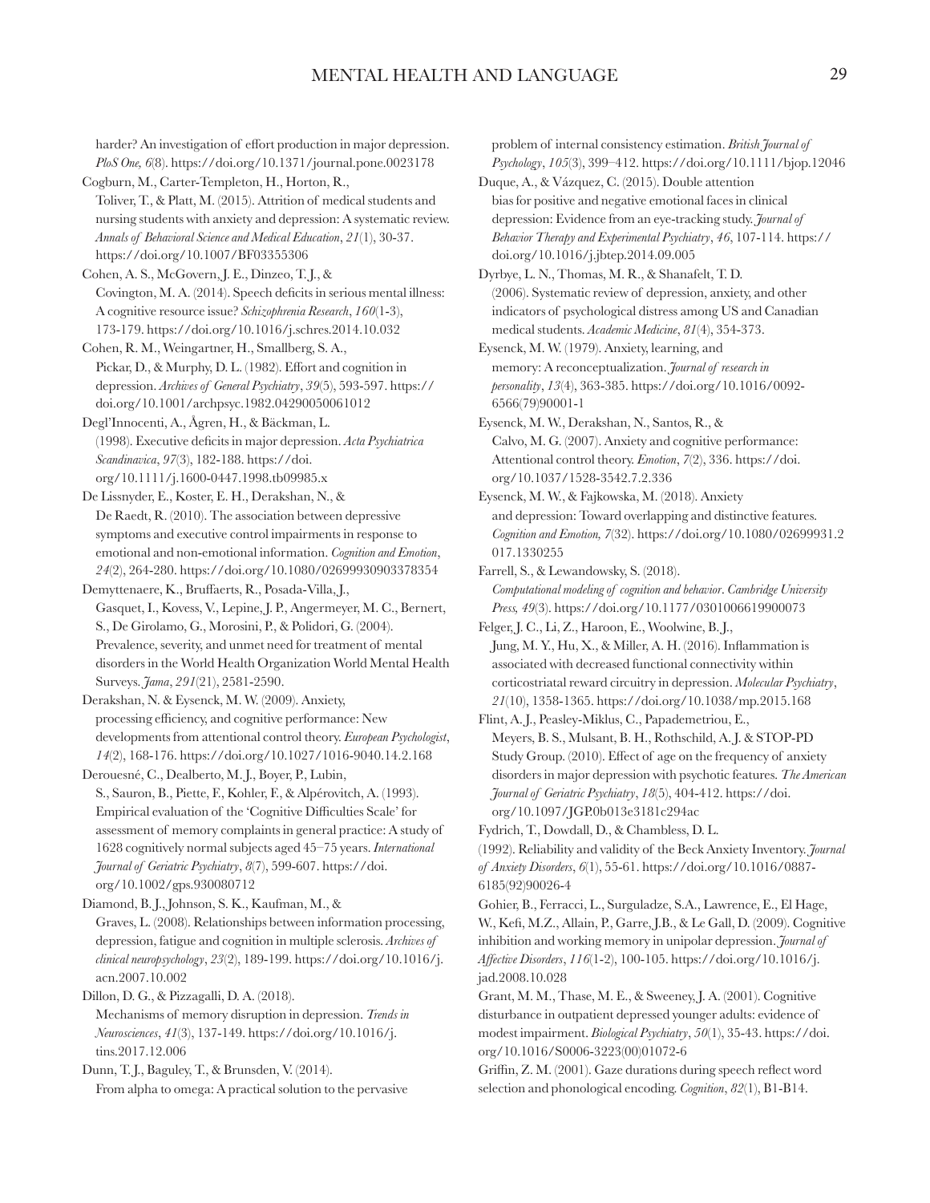harder? An investigation of effort production in major depression. *PloS One, 6*(8). https://doi.org/10.1371/journal.pone.0023178

Cogburn, M., Carter-Templeton, H., Horton, R., Toliver, T., & Platt, M. (2015). Attrition of medical students and nursing students with anxiety and depression: A systematic review. *Annals of Behavioral Science and Medical Education*, *21*(1), 30-37. https://doi.org/10.1007/BF03355306

Cohen, A. S., McGovern, J. E., Dinzeo, T. J., & Covington, M. A. (2014). Speech deficits in serious mental illness: A cognitive resource issue? *Schizophrenia Research*, *160*(1-3), 173-179. https://doi.org/10.1016/j.schres.2014.10.032

Cohen, R. M., Weingartner, H., Smallberg, S. A., Pickar, D., & Murphy, D. L. (1982). Effort and cognition in depression. *Archives of General Psychiatry*, *39*(5), 593-597. https://doi.org/10.1001/archpsyc.1982.04290050061012

Degl'Innocenti, A., Ågren, H., & Bäckman, L. (1998). Executive deficits in major depression. *Acta Psychiatrica Scandinavica*, *97*(3), 182-188. https://doi.org/10.1111/j.1600-0447.1998.tb09985.x

De Lissnyder, E., Koster, E. H., Derakshan, N., & De Raedt, R. (2010). The association between depressive symptoms and executive control impairments in response to emotional and non-emotional information. *Cognition and Emotion*, *24*(2), 264-280. https://doi.org/10.1080/02699930903378354

Demyttenaere, K., Bruffaerts, R., Posada-Villa, J., Gasquet, I., Kovess, V., Lepine, J. P., Angermeyer, M. C., Bernert, S., De Girolamo, G., Morosini, P., & Polidori, G. (2004). Prevalence, severity, and unmet need for treatment of mental disorders in the World Health Organization World Mental Health Surveys. *Jama*, *291*(21), 2581-2590.

Derakshan, N. & Eysenck, M. W. (2009). Anxiety, processing efficiency, and cognitive performance: New developments from attentional control theory. *European Psychologist*, *14*(2), 168-176. https://doi.org/10.1027/1016-9040.14.2.168

Derouesné, C., Dealberto, M. J., Boyer, P., Lubin, S., Sauron, B., Piette, F., Kohler, F., & Alpérovitch, A. (1993). Empirical evaluation of the 'Cognitive Difficulties Scale' for assessment of memory complaints in general practice: A study of 1628 cognitively normal subjects aged 45–75 years. *International Journal of Geriatric Psychiatry*, *8*(7), 599-607. https://doi.org/10.1002/gps.930080712

Diamond, B. J., Johnson, S. K., Kaufman, M., & Graves, L. (2008). Relationships between information processing, depression, fatigue and cognition in multiple sclerosis. *Archives of clinical neuropsychology*, *23*(2), 189-199. https://doi.org/10.1016/j.acn.2007.10.002

Dillon, D. G., & Pizzagalli, D. A. (2018). Mechanisms of memory disruption in depression. *Trends in Neurosciences*, *41*(3), 137-149. https://doi.org/10.1016/j.tins.2017.12.006

Dunn, T. J., Baguley, T., & Brunsden, V. (2014). From alpha to omega: A practical solution to the pervasive problem of internal consistency estimation. *British Journal of Psychology*, *105*(3), 399–412. https://doi.org/10.1111/bjop.12046

Duque, A., & Vázquez, C. (2015). Double attention bias for positive and negative emotional faces in clinical depression: Evidence from an eye-tracking study. *Journal of Behavior Therapy and Experimental Psychiatry*, *46*, 107-114. https://doi.org/10.1016/j.jbtep.2014.09.005

Dyrbye, L. N., Thomas, M. R., & Shanafelt, T. D. (2006). Systematic review of depression, anxiety, and other indicators of psychological distress among US and Canadian medical students. *Academic Medicine*, *81*(4), 354-373.

Eysenck, M. W. (1979). Anxiety, learning, and memory: A reconceptualization. *Journal of research in personality*, *13*(4), 363-385. https://doi.org/10.1016/0092-6566(79)90001-1

Eysenck, M. W., Derakshan, N., Santos, R., & Calvo, M. G. (2007). Anxiety and cognitive performance: Attentional control theory. *Emotion*, *7*(2), 336. https://doi.org/10.1037/1528-3542.7.2.336

Eysenck, M. W., & Fajkowska, M. (2018). Anxiety and depression: Toward overlapping and distinctive features. *Cognition and Emotion, 7*(32). https://doi.org/10.1080/02699931.2017.1330255

Farrell, S., & Lewandowsky, S. (2018). *Computational modeling of cognition and behavior*. *Cambridge University Press, 49*(3). https://doi.org/10.1177/0301006619900073

Felger, J. C., Li, Z., Haroon, E., Woolwine, B. J., Jung, M. Y., Hu, X., & Miller, A. H. (2016). Inflammation is associated with decreased functional connectivity within corticostriatal reward circuitry in depression. *Molecular Psychiatry*, *21*(10), 1358-1365. https://doi.org/10.1038/mp.2015.168

Flint, A. J., Peasley-Miklus, C., Papademetriou, E., Meyers, B. S., Mulsant, B. H., Rothschild, A. J. & STOP-PD Study Group. (2010). Effect of age on the frequency of anxiety disorders in major depression with psychotic features. *The American Journal of Geriatric Psychiatry*, *18*(5), 404-412. https://doi.org/10.1097/JGP.0b013e3181c294ac

Fydrich, T., Dowdall, D., & Chambless, D. L. (1992). Reliability and validity of the Beck Anxiety Inventory. *Journal of Anxiety Disorders*, *6*(1), 55-61. https://doi.org/10.1016/0887-6185(92)90026-4

Gohier, B., Ferracci, L., Surguladze, S.A., Lawrence, E., El Hage, W., Kefi, M.Z., Allain, P., Garre, J.B., & Le Gall, D. (2009). Cognitive inhibition and working memory in unipolar depression. *Journal of Affective Disorders*, *116*(1-2), 100-105. https://doi.org/10.1016/j.jad.2008.10.028

Grant, M. M., Thase, M. E., & Sweeney, J. A. (2001). Cognitive disturbance in outpatient depressed younger adults: evidence of modest impairment. *Biological Psychiatry*, *50*(1), 35-43. https://doi.org/10.1016/S0006-3223(00)01072-6

Griffin, Z. M. (2001). Gaze durations during speech reflect word selection and phonological encoding. *Cognition*, *82*(1), B1-B14.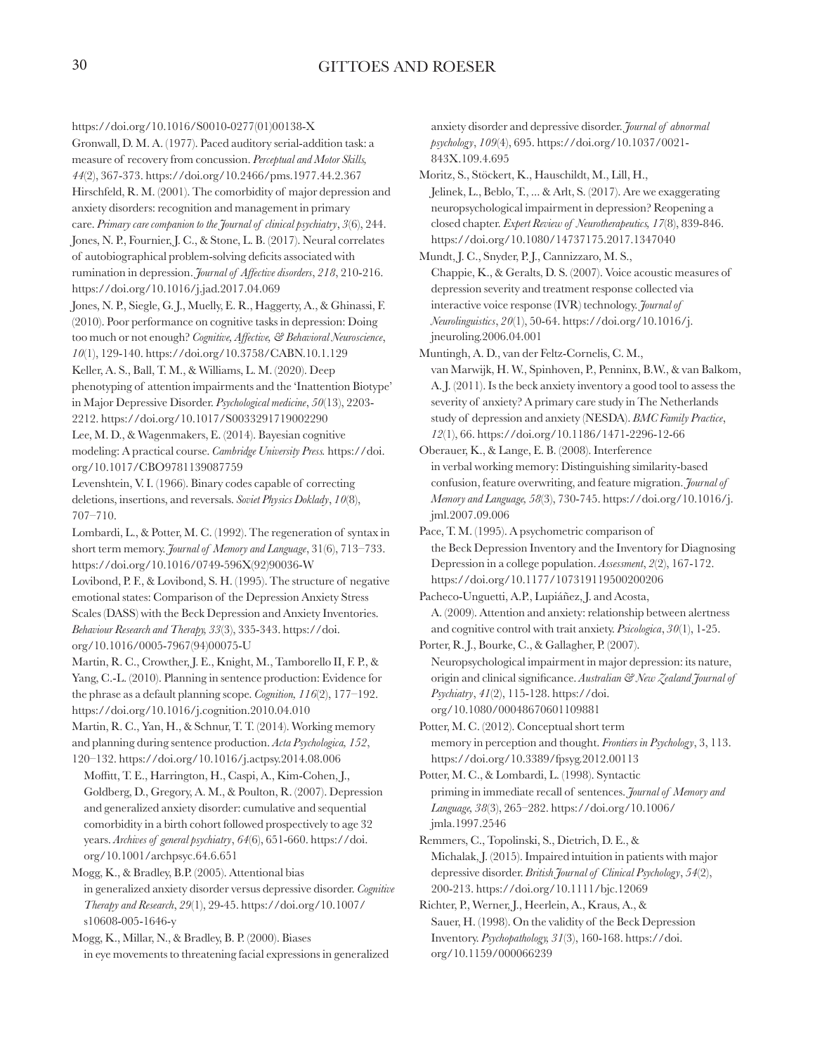https://doi.org/10.1016/S0010-0277(01)00138-X

Gronwall, D. M. A. (1977). Paced auditory serial-addition task: a measure of recovery from concussion. *Perceptual and Motor Skills, 44*(2), 367-373. https://doi.org/10.2466/pms.1977.44.2.367

Hirschfeld, R. M. (2001). The comorbidity of major depression and anxiety disorders: recognition and management in primary care. *Primary care companion to the Journal of clinical psychiatry*, *3*(6), 244.

Jones, N. P., Fournier, J. C., & Stone, L. B. (2017). Neural correlates of autobiographical problem-solving deficits associated with rumination in depression. *Journal of Affective disorders*, *218*, 210-216. https://doi.org/10.1016/j.jad.2017.04.069

Jones, N. P., Siegle, G. J., Muelly, E. R., Haggerty, A., & Ghinassi, F. (2010). Poor performance on cognitive tasks in depression: Doing too much or not enough? *Cognitive, Affective, & Behavioral Neuroscience*, *10*(1), 129-140. https://doi.org/10.3758/CABN.10.1.129

Keller, A. S., Ball, T. M., & Williams, L. M. (2020). Deep phenotyping of attention impairments and the 'Inattention Biotype' in Major Depressive Disorder. *Psychological medicine*, *50*(13), 2203-2212. https://doi.org/10.1017/S0033291719002290

Lee, M. D., & Wagenmakers, E. (2014). Bayesian cognitive modeling: A practical course. *Cambridge University Press.* https://doi.org/10.1017/CBO9781139087759

Levenshtein, V. I. (1966). Binary codes capable of correcting deletions, insertions, and reversals. *Soviet Physics Doklady*, *10*(8), 707–710.

Lombardi, L., & Potter, M. C. (1992). The regeneration of syntax in short term memory. *Journal of Memory and Language*, 31(6), 713–733. https://doi.org/10.1016/0749-596X(92)90036-W

Lovibond, P. F., & Lovibond, S. H. (1995). The structure of negative emotional states: Comparison of the Depression Anxiety Stress Scales (DASS) with the Beck Depression and Anxiety Inventories. *Behaviour Research and Therapy, 33*(3), 335-343. https://doi.org/10.1016/0005-7967(94)00075-U

Martin, R. C., Crowther, J. E., Knight, M., Tamborello II, F. P., & Yang, C.-L. (2010). Planning in sentence production: Evidence for the phrase as a default planning scope. *Cognition, 116*(2), 177–192. https://doi.org/10.1016/j.cognition.2010.04.010

Martin, R. C., Yan, H., & Schnur, T. T. (2014). Working memory and planning during sentence production. *Acta Psychologica, 152*, 120–132. https://doi.org/10.1016/j.actpsy.2014.08.006

Moffitt, T. E., Harrington, H., Caspi, A., Kim-Cohen, J., Goldberg, D., Gregory, A. M., & Poulton, R. (2007). Depression and generalized anxiety disorder: cumulative and sequential comorbidity in a birth cohort followed prospectively to age 32 years. *Archives of general psychiatry*, *64*(6), 651-660. https://doi.org/10.1001/archpsyc.64.6.651

Mogg, K., & Bradley, B.P. (2005). Attentional bias in generalized anxiety disorder versus depressive disorder. *Cognitive Therapy and Research*, *29*(1), 29-45. https://doi.org/10.1007/s10608-005-1646-y

Mogg, K., Millar, N., & Bradley, B. P. (2000). Biases in eye movements to threatening facial expressions in generalized anxiety disorder and depressive disorder. *Journal of abnormal psychology*, *109*(4), 695. https://doi.org/10.1037/0021-843X.109.4.695

Moritz, S., Stöckert, K., Hauschildt, M., Lill, H., Jelinek, L., Beblo, T., ... & Arlt, S. (2017). Are we exaggerating neuropsychological impairment in depression? Reopening a closed chapter. *Expert Review of Neurotherapeutics, 17*(8), 839-846. https://doi.org/10.1080/14737175.2017.1347040

Mundt, J. C., Snyder, P. J., Cannizzaro, M. S., Chappie, K., & Geralts, D. S. (2007). Voice acoustic measures of depression severity and treatment response collected via interactive voice response (IVR) technology. *Journal of Neurolinguistics*, *20*(1), 50-64. https://doi.org/10.1016/j.jneuroling.2006.04.001

Muntingh, A. D., van der Feltz-Cornelis, C. M., van Marwijk, H. W., Spinhoven, P., Penninx, B.W., & van Balkom, A. J. (2011). Is the beck anxiety inventory a good tool to assess the severity of anxiety? A primary care study in The Netherlands study of depression and anxiety (NESDA). *BMC Family Practice*, *12*(1), 66. https://doi.org/10.1186/1471-2296-12-66

Oberauer, K., & Lange, E. B. (2008). Interference in verbal working memory: Distinguishing similarity-based confusion, feature overwriting, and feature migration. *Journal of Memory and Language, 58*(3), 730-745. https://doi.org/10.1016/j.jml.2007.09.006

Pace, T. M. (1995). A psychometric comparison of the Beck Depression Inventory and the Inventory for Diagnosing Depression in a college population. *Assessment*, *2*(2), 167-172. https://doi.org/10.1177/107319119500200206

Pacheco-Unguetti, A.P., Lupiáñez, J. and Acosta, A. (2009). Attention and anxiety: relationship between alertness and cognitive control with trait anxiety. *Psicologica*, *30*(1), 1-25.

Porter, R. J., Bourke, C., & Gallagher, P. (2007). Neuropsychological impairment in major depression: its nature, origin and clinical significance. *Australian & New Zealand Journal of Psychiatry*, *41*(2), 115-128. https://doi.org/10.1080/00048670601109881

Potter, M. C. (2012). Conceptual short term memory in perception and thought. *Frontiers in Psychology*, 3, 113. https://doi.org/10.3389/fpsyg.2012.00113

Potter, M. C., & Lombardi, L. (1998). Syntactic priming in immediate recall of sentences. *Journal of Memory and Language, 38*(3), 265–282. https://doi.org/10.1006/jmla.1997.2546

Remmers, C., Topolinski, S., Dietrich, D. E., & Michalak, J. (2015). Impaired intuition in patients with major depressive disorder. *British Journal of Clinical Psychology*, *54*(2), 200-213. https://doi.org/10.1111/bjc.12069

Richter, P., Werner, J., Heerlein, A., Kraus, A., & Sauer, H. (1998). On the validity of the Beck Depression Inventory. *Psychopathology, 31*(3), 160-168. https://doi.org/10.1159/000066239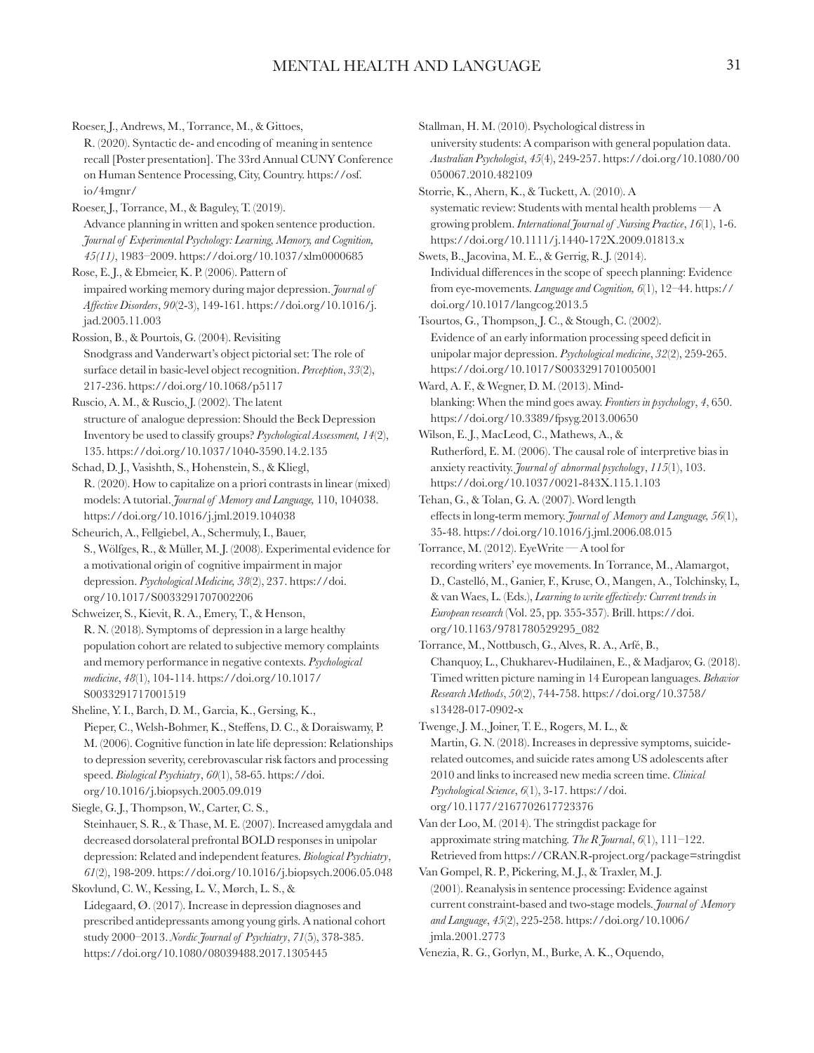Roeser, J., Andrews, M., Torrance, M., & Gittoes, R. (2020). Syntactic de- and encoding of meaning in sentence recall [Poster presentation]. The 33rd Annual CUNY Conference on Human Sentence Processing, City, Country. https://osf.io/4mgnr/

Roeser, J., Torrance, M., & Baguley, T. (2019). Advance planning in written and spoken sentence production. *Journal of Experimental Psychology: Learning, Memory, and Cognition, 45(11)*, 1983–2009. https://doi.org/10.1037/xlm0000685

Rose, E. J., & Ebmeier, K. P. (2006). Pattern of impaired working memory during major depression. *Journal of Affective Disorders*, *90*(2-3), 149-161. https://doi.org/10.1016/j.jad.2005.11.003

Rossion, B., & Pourtois, G. (2004). Revisiting Snodgrass and Vanderwart's object pictorial set: The role of surface detail in basic-level object recognition. *Perception*, *33*(2), 217-236. https://doi.org/10.1068/p5117

Ruscio, A. M., & Ruscio, J. (2002). The latent structure of analogue depression: Should the Beck Depression Inventory be used to classify groups? *Psychological Assessment, 14*(2), 135. https://doi.org/10.1037/1040-3590.14.2.135

Schad, D. J., Vasishth, S., Hohenstein, S., & Kliegl, R. (2020). How to capitalize on a priori contrasts in linear (mixed) models: A tutorial. *Journal of Memory and Language,* 110, 104038. https://doi.org/10.1016/j.jml.2019.104038

Scheurich, A., Fellgiebel, A., Schermuly, I., Bauer, S., Wölfges, R., & Müller, M. J. (2008). Experimental evidence for a motivational origin of cognitive impairment in major depression. *Psychological Medicine, 38*(2), 237. https://doi.org/10.1017/S0033291707002206

Schweizer, S., Kievit, R. A., Emery, T., & Henson, R. N. (2018). Symptoms of depression in a large healthy population cohort are related to subjective memory complaints and memory performance in negative contexts. *Psychological medicine*, *48*(1), 104-114. https://doi.org/10.1017/S0033291717001519

Sheline, Y. I., Barch, D. M., Garcia, K., Gersing, K., Pieper, C., Welsh-Bohmer, K., Steffens, D. C., & Doraiswamy, P. M. (2006). Cognitive function in late life depression: Relationships to depression severity, cerebrovascular risk factors and processing speed. *Biological Psychiatry*, *60*(1), 58-65. https://doi.org/10.1016/j.biopsych.2005.09.019

Siegle, G. J., Thompson, W., Carter, C. S., Steinhauer, S. R., & Thase, M. E. (2007). Increased amygdala and decreased dorsolateral prefrontal BOLD responses in unipolar depression: Related and independent features. *Biological Psychiatry*, *61*(2), 198-209. https://doi.org/10.1016/j.biopsych.2006.05.048

Skovlund, C. W., Kessing, L. V., Mørch, L. S., & Lidegaard, Ø. (2017). Increase in depression diagnoses and prescribed antidepressants among young girls. A national cohort study 2000–2013. *Nordic Journal of Psychiatry*, *71*(5), 378-385. https://doi.org/10.1080/08039488.2017.1305445

Stallman, H. M. (2010). Psychological distress in university students: A comparison with general population data. *Australian Psychologist*, *45*(4), 249-257. https://doi.org/10.1080/00050067.2010.482109

Storrie, K., Ahern, K., & Tuckett, A. (2010). A systematic review: Students with mental health problems — A growing problem. *International Journal of Nursing Practice*, *16*(1), 1-6. https://doi.org/10.1111/j.1440-172X.2009.01813.x

Swets, B., Jacovina, M. E., & Gerrig, R. J. (2014). Individual differences in the scope of speech planning: Evidence from eye-movements. *Language and Cognition, 6*(1), 12–44. https://doi.org/10.1017/langcog.2013.5

Tsourtos, G., Thompson, J. C., & Stough, C. (2002). Evidence of an early information processing speed deficit in unipolar major depression. *Psychological medicine*, *32*(2), 259-265. https://doi.org/10.1017/S0033291701005001

Ward, A. F., & Wegner, D. M. (2013). Mind-blanking: When the mind goes away. *Frontiers in psychology*, *4*, 650. https://doi.org/10.3389/fpsyg.2013.00650

Wilson, E. J., MacLeod, C., Mathews, A., & Rutherford, E. M. (2006). The causal role of interpretive bias in anxiety reactivity. *Journal of abnormal psychology*, *115*(1), 103. https://doi.org/10.1037/0021-843X.115.1.103

Tehan, G., & Tolan, G. A. (2007). Word length effects in long-term memory. *Journal of Memory and Language, 56*(1), 35-48. https://doi.org/10.1016/j.jml.2006.08.015

Torrance, M. (2012). EyeWrite — A tool for recording writers' eye movements. In Torrance, M., Alamargot, D., Castelló, M., Ganier, F., Kruse, O., Mangen, A., Tolchinsky, L, & van Waes, L. (Eds.), *Learning to write effectively: Current trends in European research* (Vol. 25, pp. 355-357). Brill. https://doi.org/10.1163/9781780529295_082

Torrance, M., Nottbusch, G., Alves, R. A., Arfé, B., Chanquoy, L., Chukharev-Hudilainen, E., & Madjarov, G. (2018). Timed written picture naming in 14 European languages. *Behavior Research Methods*, *50*(2), 744-758. https://doi.org/10.3758/s13428-017-0902-x

Twenge, J. M., Joiner, T. E., Rogers, M. L., & Martin, G. N. (2018). Increases in depressive symptoms, suicide-related outcomes, and suicide rates among US adolescents after 2010 and links to increased new media screen time. *Clinical Psychological Science*, *6*(1), 3-17. https://doi.org/10.1177/2167702617723376

Van der Loo, M. (2014). The stringdist package for approximate string matching. *The R Journal*, *6*(1), 111–122. Retrieved from https://CRAN.R-project.org/package=stringdist

Van Gompel, R. P., Pickering, M. J., & Traxler, M. J. (2001). Reanalysis in sentence processing: Evidence against current constraint-based and two-stage models. *Journal of Memory and Language*, *45*(2), 225-258. https://doi.org/10.1006/jmla.2001.2773

Venezia, R. G., Gorlyn, M., Burke, A. K., Oquendo,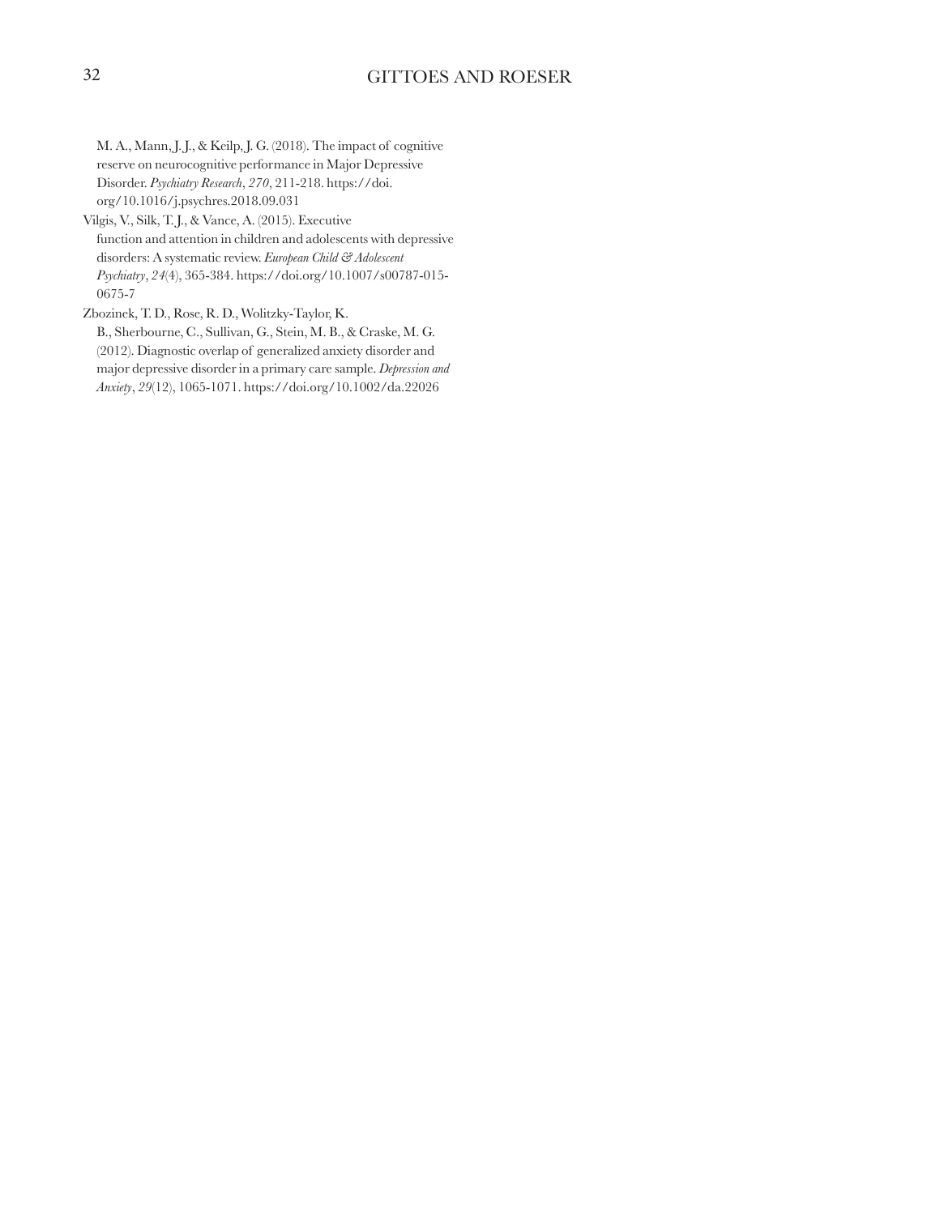M. A., Mann, J. J., & Keilp, J. G. (2018). The impact of cognitive reserve on neurocognitive performance in Major Depressive Disorder. *Psychiatry Research*, *270*, 211-218. https://doi.org/10.1016/j.psychres.2018.09.031

Vilgis, V., Silk, T. J., & Vance, A. (2015). Executive function and attention in children and adolescents with depressive disorders: A systematic review. *European Child & Adolescent Psychiatry*, *24*(4), 365-384. https://doi.org/10.1007/s00787-015-0675-7

Zbozinek, T. D., Rose, R. D., Wolitzky-Taylor, K. B., Sherbourne, C., Sullivan, G., Stein, M. B., & Craske, M. G. (2012). Diagnostic overlap of generalized anxiety disorder and major depressive disorder in a primary care sample. *Depression and Anxiety*, *29*(12), 1065-1071. https://doi.org/10.1002/da.22026